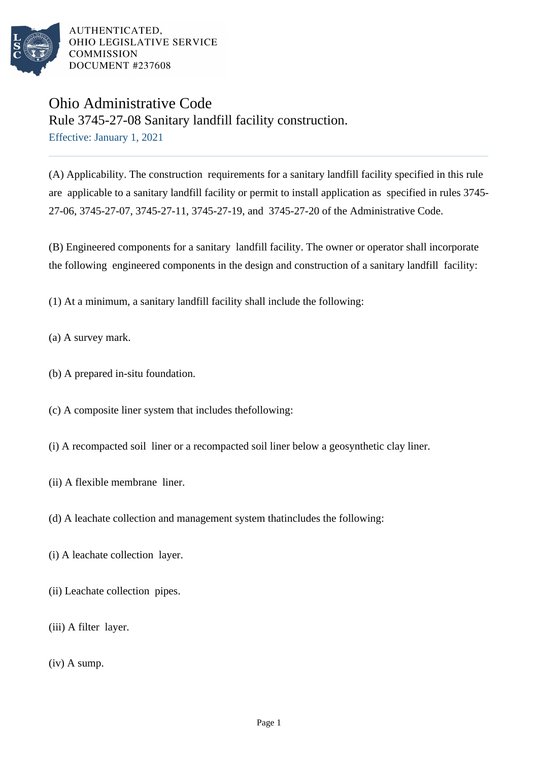AUTHENTICATED,
OHIO LEGISLATIVE SERVICE
COMMISSION
DOCUMENT #237608

# Ohio Administrative Code

## Rule 3745-27-08 Sanitary landfill facility construction.

Effective: January 1, 2021

(A) Applicability. The construction requirements for a sanitary landfill facility specified in this rule are applicable to a sanitary landfill facility or permit to install application as specified in rules 3745-27-06, 3745-27-07, 3745-27-11, 3745-27-19, and 3745-27-20 of the Administrative Code.

(B) Engineered components for a sanitary landfill facility. The owner or operator shall incorporate the following engineered components in the design and construction of a sanitary landfill facility:

(1) At a minimum, a sanitary landfill facility shall include the following:

(a) A survey mark.

(b) A prepared in-situ foundation.

(c) A composite liner system that includes thefollowing:

(i) A recompacted soil liner or a recompacted soil liner below a geosynthetic clay liner.

(ii) A flexible membrane liner.

(d) A leachate collection and management system thatincludes the following:

(i) A leachate collection layer.

(ii) Leachate collection pipes.

(iii) A filter layer.

(iv) A sump.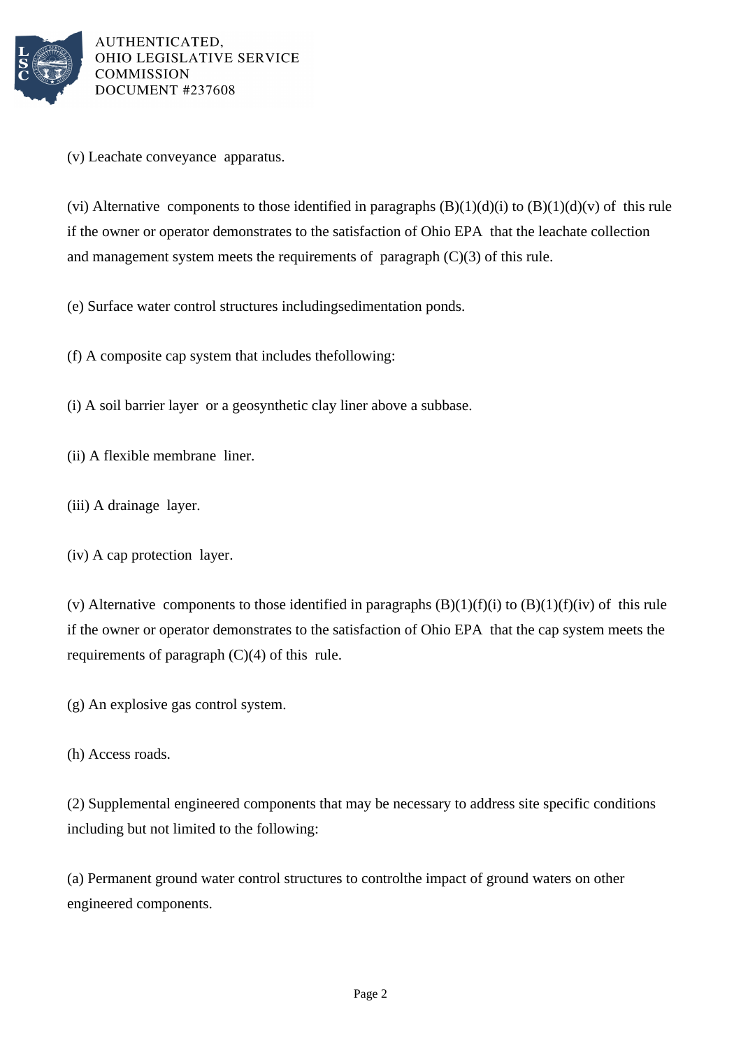(v) Leachate conveyance apparatus.

(vi) Alternative components to those identified in paragraphs (B)(1)(d)(i) to (B)(1)(d)(v) of this rule if the owner or operator demonstrates to the satisfaction of Ohio EPA that the leachate collection and management system meets the requirements of paragraph (C)(3) of this rule.

(e) Surface water control structures includingsedimentation ponds.

(f) A composite cap system that includes thefollowing:

(i) A soil barrier layer or a geosynthetic clay liner above a subbase.

(ii) A flexible membrane liner.

(iii) A drainage layer.

(iv) A cap protection layer.

(v) Alternative components to those identified in paragraphs (B)(1)(f)(i) to (B)(1)(f)(iv) of this rule if the owner or operator demonstrates to the satisfaction of Ohio EPA that the cap system meets the requirements of paragraph (C)(4) of this rule.

(g) An explosive gas control system.

(h) Access roads.

(2) Supplemental engineered components that may be necessary to address site specific conditions including but not limited to the following:

(a) Permanent ground water control structures to controlthe impact of ground waters on other engineered components.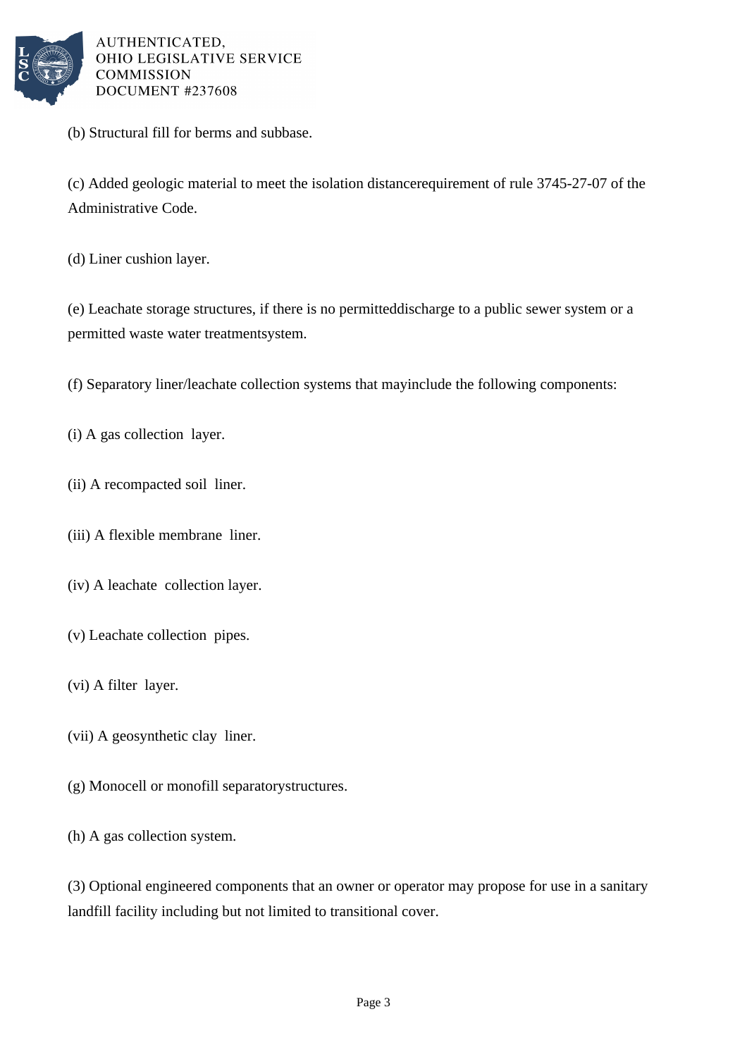(b) Structural fill for berms and subbase.

(c) Added geologic material to meet the isolation distancerequirement of rule 3745-27-07 of the Administrative Code.

(d) Liner cushion layer.

(e) Leachate storage structures, if there is no permitteddischarge to a public sewer system or a permitted waste water treatmentsystem.

(f) Separatory liner/leachate collection systems that mayinclude the following components:

(i) A gas collection layer.

(ii) A recompacted soil liner.

(iii) A flexible membrane liner.

(iv) A leachate collection layer.

(v) Leachate collection pipes.

(vi) A filter layer.

(vii) A geosynthetic clay liner.

(g) Monocell or monofill separatorystructures.

(h) A gas collection system.

(3) Optional engineered components that an owner or operator may propose for use in a sanitary landfill facility including but not limited to transitional cover.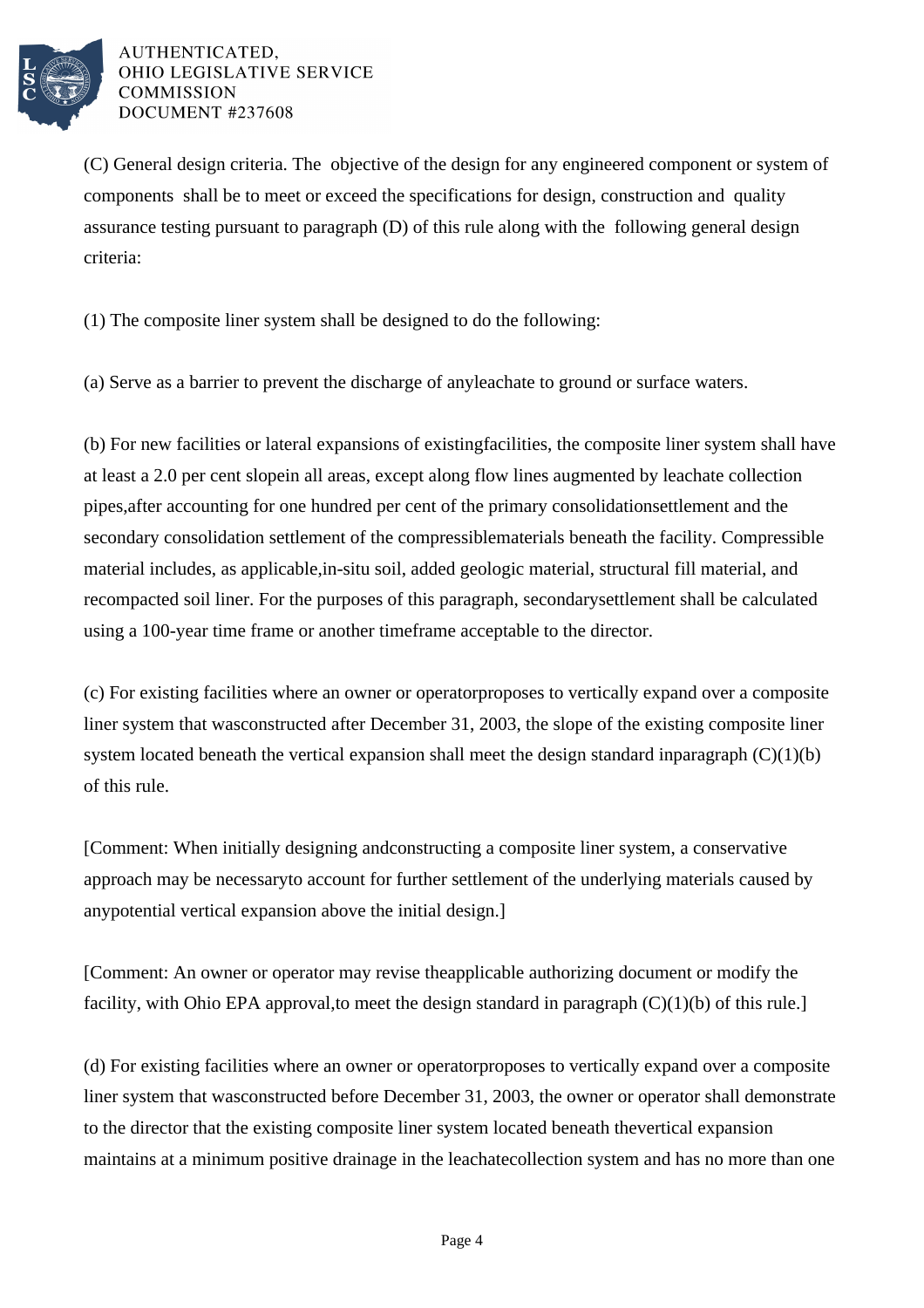(C) General design criteria. The objective of the design for any engineered component or system of components shall be to meet or exceed the specifications for design, construction and quality assurance testing pursuant to paragraph (D) of this rule along with the following general design criteria:

(1) The composite liner system shall be designed to do the following:

(a) Serve as a barrier to prevent the discharge of anyleachate to ground or surface waters.

(b) For new facilities or lateral expansions of existingfacilities, the composite liner system shall have at least a 2.0 per cent slopein all areas, except along flow lines augmented by leachate collection pipes,after accounting for one hundred per cent of the primary consolidationsettlement and the secondary consolidation settlement of the compressiblematerials beneath the facility. Compressible material includes, as applicable,in-situ soil, added geologic material, structural fill material, and recompacted soil liner. For the purposes of this paragraph, secondarysettlement shall be calculated using a 100-year time frame or another timeframe acceptable to the director.

(c) For existing facilities where an owner or operatorproposes to vertically expand over a composite liner system that wasconstructed after December 31, 2003, the slope of the existing composite liner system located beneath the vertical expansion shall meet the design standard inparagraph (C)(1)(b) of this rule.

[Comment: When initially designing andconstructing a composite liner system, a conservative approach may be necessaryto account for further settlement of the underlying materials caused by anypotential vertical expansion above the initial design.]

[Comment: An owner or operator may revise theapplicable authorizing document or modify the facility, with Ohio EPA approval,to meet the design standard in paragraph (C)(1)(b) of this rule.]

(d) For existing facilities where an owner or operatorproposes to vertically expand over a composite liner system that wasconstructed before December 31, 2003, the owner or operator shall demonstrate to the director that the existing composite liner system located beneath thevertical expansion maintains at a minimum positive drainage in the leachatecollection system and has no more than one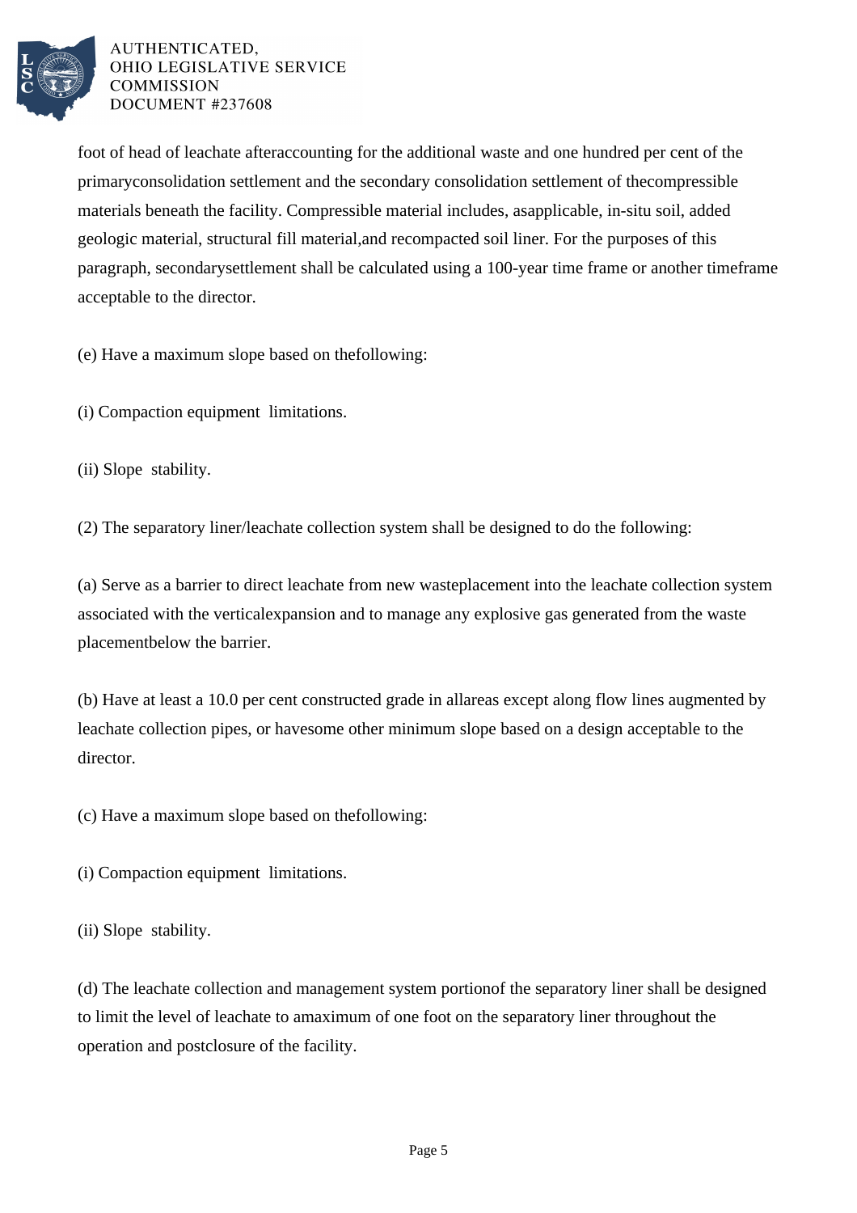foot of head of leachate afteraccounting for the additional waste and one hundred per cent of the primaryconsolidation settlement and the secondary consolidation settlement of thecompressible materials beneath the facility. Compressible material includes, asapplicable, in-situ soil, added geologic material, structural fill material,and recompacted soil liner. For the purposes of this paragraph, secondarysettlement shall be calculated using a 100-year time frame or another timeframe acceptable to the director.

(e) Have a maximum slope based on thefollowing:

(i) Compaction equipment limitations.

(ii) Slope stability.

(2) The separatory liner/leachate collection system shall be designed to do the following:

(a) Serve as a barrier to direct leachate from new wasteplacement into the leachate collection system associated with the verticalexpansion and to manage any explosive gas generated from the waste placementbelow the barrier.

(b) Have at least a 10.0 per cent constructed grade in allareas except along flow lines augmented by leachate collection pipes, or havesome other minimum slope based on a design acceptable to the director.

(c) Have a maximum slope based on thefollowing:

(i) Compaction equipment limitations.

(ii) Slope stability.

(d) The leachate collection and management system portionof the separatory liner shall be designed to limit the level of leachate to amaximum of one foot on the separatory liner throughout the operation and postclosure of the facility.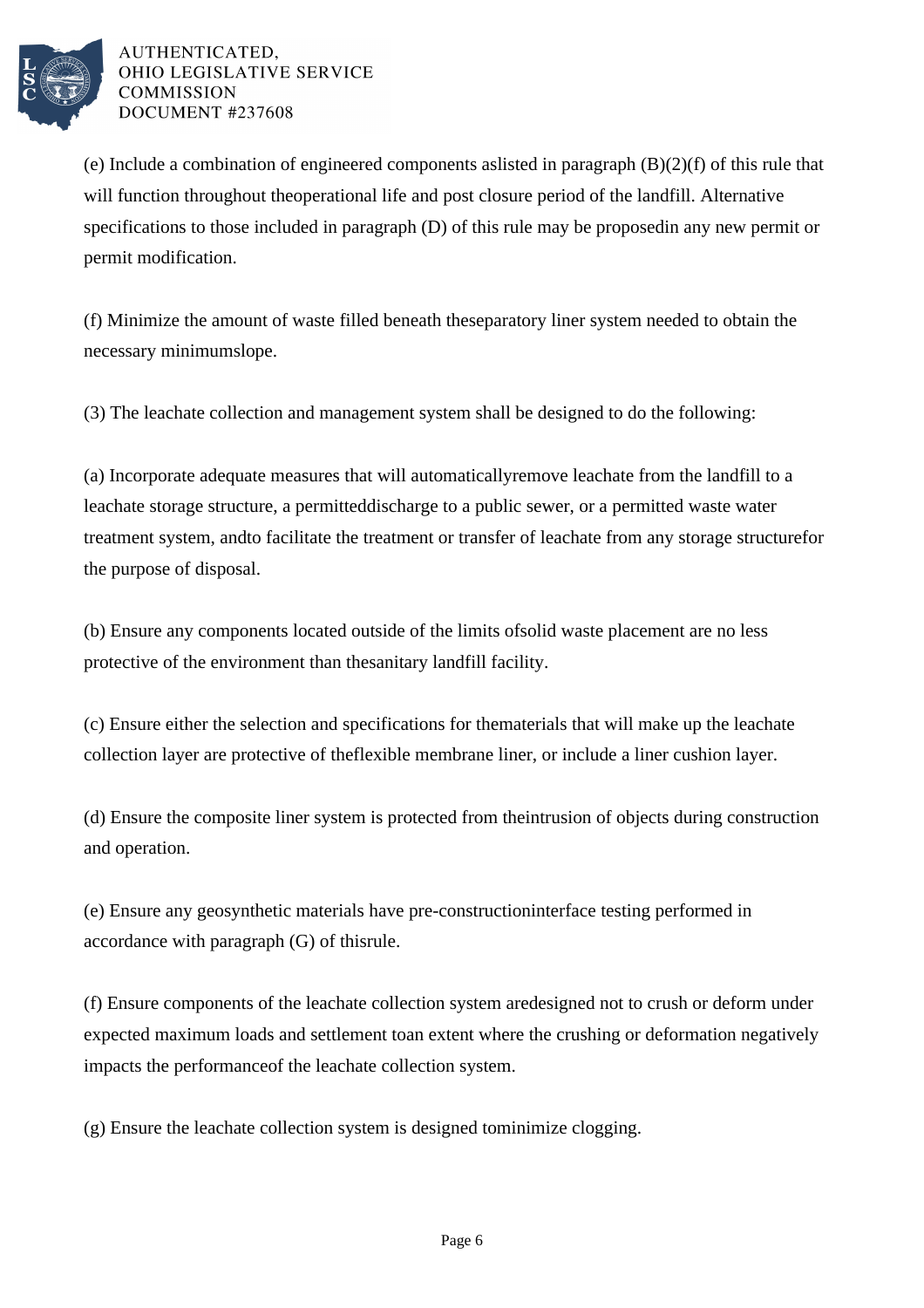(e) Include a combination of engineered components aslisted in paragraph (B)(2)(f) of this rule that will function throughout theoperational life and post closure period of the landfill. Alternative specifications to those included in paragraph (D) of this rule may be proposedin any new permit or permit modification.

(f) Minimize the amount of waste filled beneath theseparatory liner system needed to obtain the necessary minimumslope.

(3) The leachate collection and management system shall be designed to do the following:

(a) Incorporate adequate measures that will automaticallyremove leachate from the landfill to a leachate storage structure, a permitteddischarge to a public sewer, or a permitted waste water treatment system, andto facilitate the treatment or transfer of leachate from any storage structurefor the purpose of disposal.

(b) Ensure any components located outside of the limits ofsolid waste placement are no less protective of the environment than thesanitary landfill facility.

(c) Ensure either the selection and specifications for thematerials that will make up the leachate collection layer are protective of theflexible membrane liner, or include a liner cushion layer.

(d) Ensure the composite liner system is protected from theintrusion of objects during construction and operation.

(e) Ensure any geosynthetic materials have pre-constructioninterface testing performed in accordance with paragraph (G) of thisrule.

(f) Ensure components of the leachate collection system aredesigned not to crush or deform under expected maximum loads and settlement toan extent where the crushing or deformation negatively impacts the performanceof the leachate collection system.

(g) Ensure the leachate collection system is designed tominimize clogging.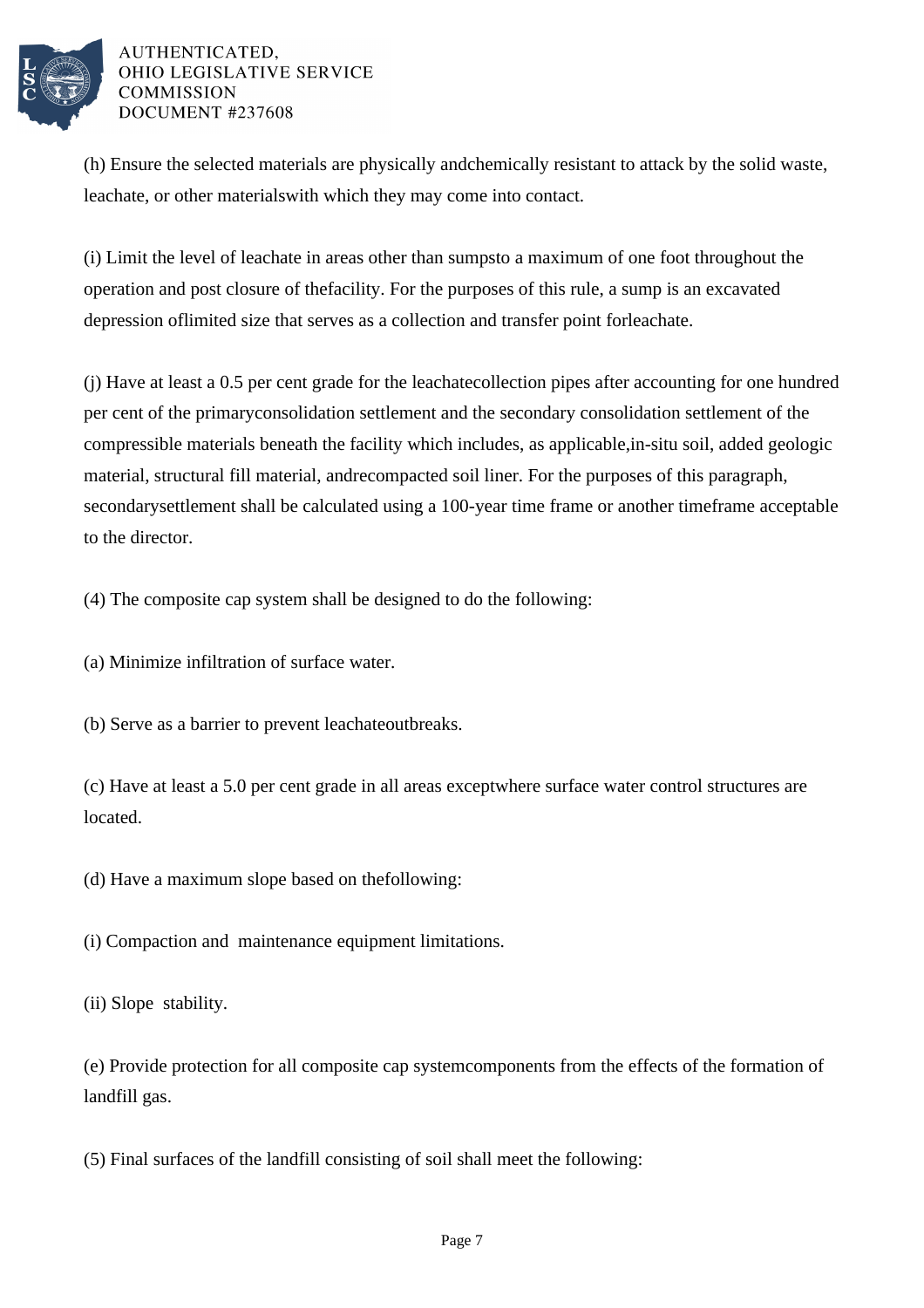(h) Ensure the selected materials are physically andchemically resistant to attack by the solid waste, leachate, or other materialswith which they may come into contact.

(i) Limit the level of leachate in areas other than sumpsto a maximum of one foot throughout the operation and post closure of thefacility. For the purposes of this rule, a sump is an excavated depression oflimited size that serves as a collection and transfer point forleachate.

(j) Have at least a 0.5 per cent grade for the leachatecollection pipes after accounting for one hundred per cent of the primaryconsolidation settlement and the secondary consolidation settlement of the compressible materials beneath the facility which includes, as applicable,in-situ soil, added geologic material, structural fill material, andrecompacted soil liner. For the purposes of this paragraph, secondarysettlement shall be calculated using a 100-year time frame or another timeframe acceptable to the director.

(4) The composite cap system shall be designed to do the following:

(a) Minimize infiltration of surface water.

(b) Serve as a barrier to prevent leachateoutbreaks.

(c) Have at least a 5.0 per cent grade in all areas exceptwhere surface water control structures are located.

(d) Have a maximum slope based on thefollowing:

(i) Compaction and maintenance equipment limitations.

(ii) Slope stability.

(e) Provide protection for all composite cap systemcomponents from the effects of the formation of landfill gas.

(5) Final surfaces of the landfill consisting of soil shall meet the following: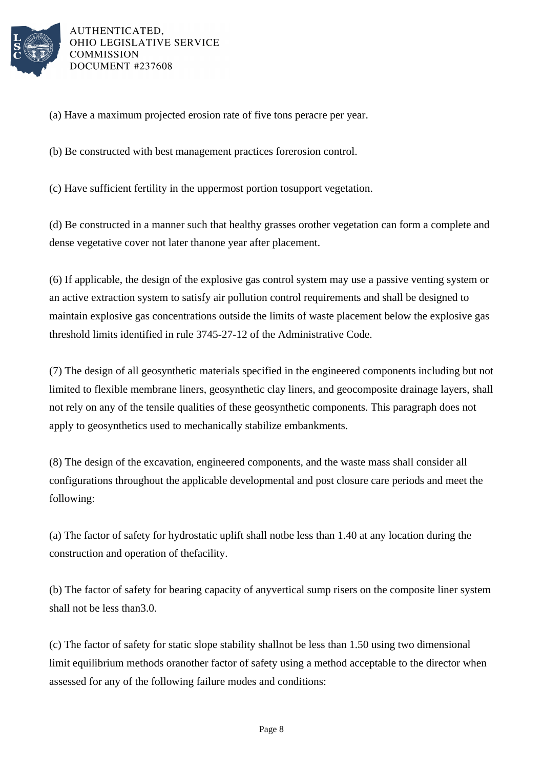(a) Have a maximum projected erosion rate of five tons peracre per year.

(b) Be constructed with best management practices forerosion control.

(c) Have sufficient fertility in the uppermost portion tosupport vegetation.

(d) Be constructed in a manner such that healthy grasses orother vegetation can form a complete and dense vegetative cover not later thanone year after placement.

(6) If applicable, the design of the explosive gas control system may use a passive venting system or an active extraction system to satisfy air pollution control requirements and shall be designed to maintain explosive gas concentrations outside the limits of waste placement below the explosive gas threshold limits identified in rule 3745-27-12 of the Administrative Code.

(7) The design of all geosynthetic materials specified in the engineered components including but not limited to flexible membrane liners, geosynthetic clay liners, and geocomposite drainage layers, shall not rely on any of the tensile qualities of these geosynthetic components. This paragraph does not apply to geosynthetics used to mechanically stabilize embankments.

(8) The design of the excavation, engineered components, and the waste mass shall consider all configurations throughout the applicable developmental and post closure care periods and meet the following:

(a) The factor of safety for hydrostatic uplift shall notbe less than 1.40 at any location during the construction and operation of thefacility.

(b) The factor of safety for bearing capacity of anyvertical sump risers on the composite liner system shall not be less than3.0.

(c) The factor of safety for static slope stability shallnot be less than 1.50 using two dimensional limit equilibrium methods oranother factor of safety using a method acceptable to the director when assessed for any of the following failure modes and conditions: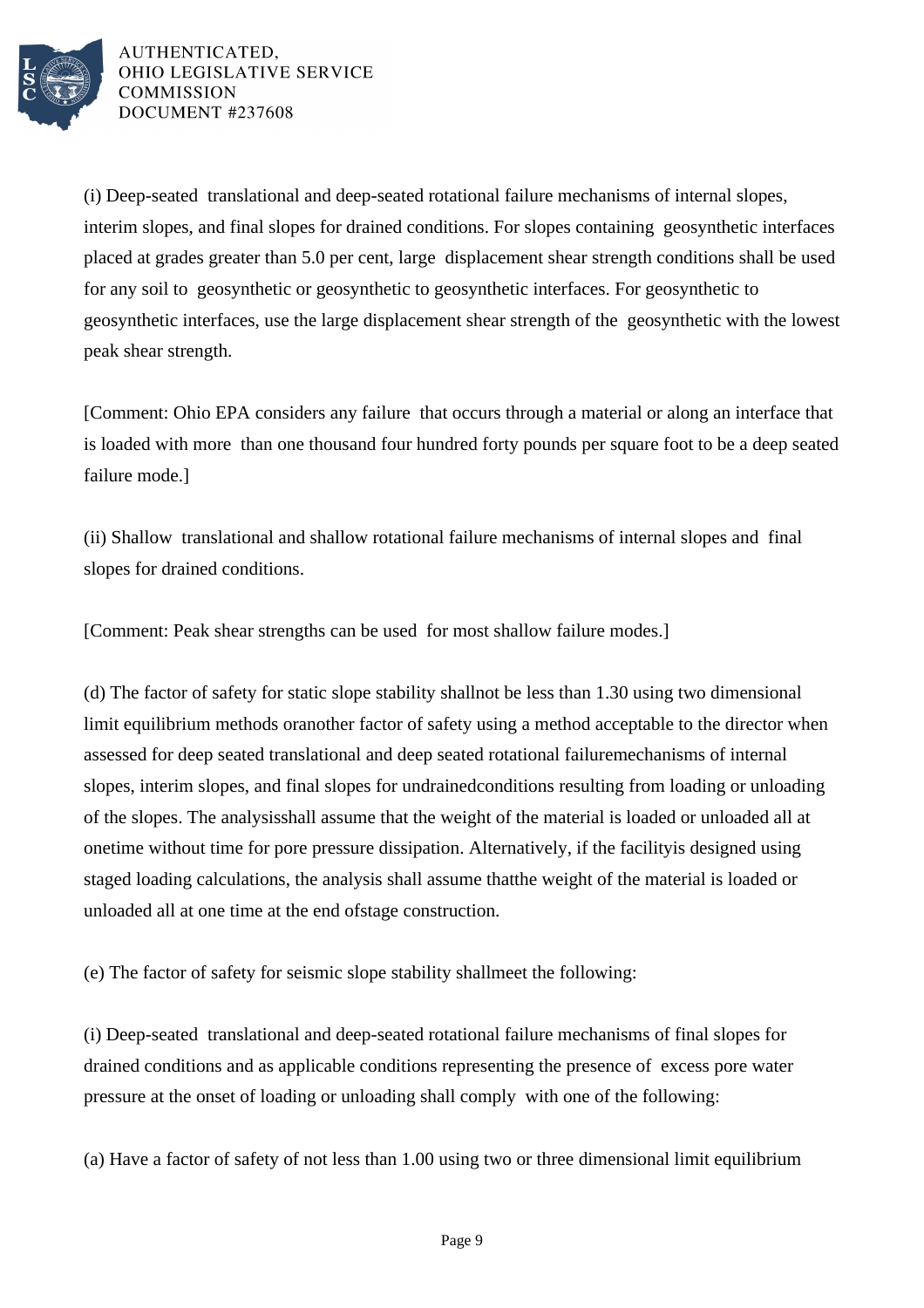(i) Deep-seated translational and deep-seated rotational failure mechanisms of internal slopes, interim slopes, and final slopes for drained conditions. For slopes containing geosynthetic interfaces placed at grades greater than 5.0 per cent, large displacement shear strength conditions shall be used for any soil to geosynthetic or geosynthetic to geosynthetic interfaces. For geosynthetic to geosynthetic interfaces, use the large displacement shear strength of the geosynthetic with the lowest peak shear strength.

[Comment: Ohio EPA considers any failure that occurs through a material or along an interface that is loaded with more than one thousand four hundred forty pounds per square foot to be a deep seated failure mode.]

(ii) Shallow translational and shallow rotational failure mechanisms of internal slopes and final slopes for drained conditions.

[Comment: Peak shear strengths can be used for most shallow failure modes.]

(d) The factor of safety for static slope stability shallnot be less than 1.30 using two dimensional limit equilibrium methods oranother factor of safety using a method acceptable to the director when assessed for deep seated translational and deep seated rotational failuremechanisms of internal slopes, interim slopes, and final slopes for undrainedconditions resulting from loading or unloading of the slopes. The analysisshall assume that the weight of the material is loaded or unloaded all at onetime without time for pore pressure dissipation. Alternatively, if the facilityis designed using staged loading calculations, the analysis shall assume thatthe weight of the material is loaded or unloaded all at one time at the end ofstage construction.

(e) The factor of safety for seismic slope stability shallmeet the following:

(i) Deep-seated translational and deep-seated rotational failure mechanisms of final slopes for drained conditions and as applicable conditions representing the presence of excess pore water pressure at the onset of loading or unloading shall comply with one of the following:

(a) Have a factor of safety of not less than 1.00 using two or three dimensional limit equilibrium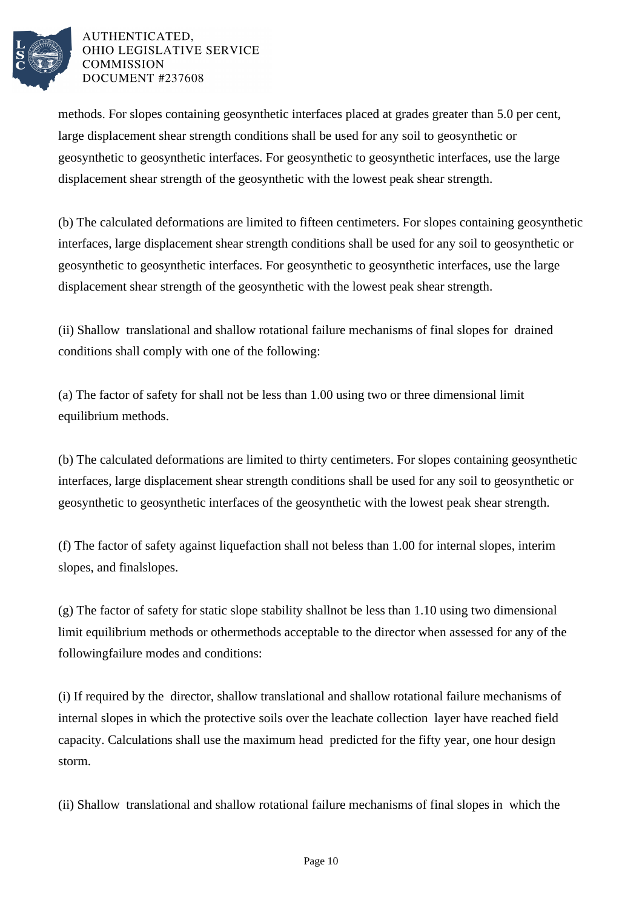methods. For slopes containing geosynthetic interfaces placed at grades greater than 5.0 per cent, large displacement shear strength conditions shall be used for any soil to geosynthetic or geosynthetic to geosynthetic interfaces. For geosynthetic to geosynthetic interfaces, use the large displacement shear strength of the geosynthetic with the lowest peak shear strength.

(b) The calculated deformations are limited to fifteen centimeters. For slopes containing geosynthetic interfaces, large displacement shear strength conditions shall be used for any soil to geosynthetic or geosynthetic to geosynthetic interfaces. For geosynthetic to geosynthetic interfaces, use the large displacement shear strength of the geosynthetic with the lowest peak shear strength.

(ii) Shallow translational and shallow rotational failure mechanisms of final slopes for drained conditions shall comply with one of the following:

(a) The factor of safety for shall not be less than 1.00 using two or three dimensional limit equilibrium methods.

(b) The calculated deformations are limited to thirty centimeters. For slopes containing geosynthetic interfaces, large displacement shear strength conditions shall be used for any soil to geosynthetic or geosynthetic to geosynthetic interfaces of the geosynthetic with the lowest peak shear strength.

(f) The factor of safety against liquefaction shall not beless than 1.00 for internal slopes, interim slopes, and finalslopes.

(g) The factor of safety for static slope stability shallnot be less than 1.10 using two dimensional limit equilibrium methods or othermethods acceptable to the director when assessed for any of the followingfailure modes and conditions:

(i) If required by the director, shallow translational and shallow rotational failure mechanisms of internal slopes in which the protective soils over the leachate collection layer have reached field capacity. Calculations shall use the maximum head predicted for the fifty year, one hour design storm.

(ii) Shallow translational and shallow rotational failure mechanisms of final slopes in which the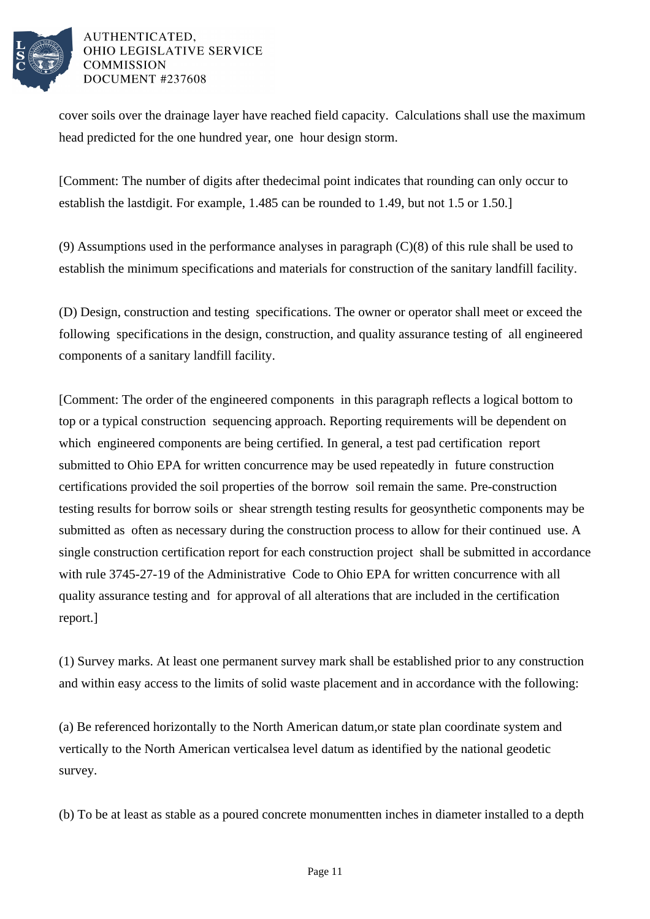cover soils over the drainage layer have reached field capacity. Calculations shall use the maximum head predicted for the one hundred year, one hour design storm.

[Comment: The number of digits after thedecimal point indicates that rounding can only occur to establish the lastdigit. For example, 1.485 can be rounded to 1.49, but not 1.5 or 1.50.]

(9) Assumptions used in the performance analyses in paragraph (C)(8) of this rule shall be used to establish the minimum specifications and materials for construction of the sanitary landfill facility.

(D) Design, construction and testing specifications. The owner or operator shall meet or exceed the following specifications in the design, construction, and quality assurance testing of all engineered components of a sanitary landfill facility.

[Comment: The order of the engineered components in this paragraph reflects a logical bottom to top or a typical construction sequencing approach. Reporting requirements will be dependent on which engineered components are being certified. In general, a test pad certification report submitted to Ohio EPA for written concurrence may be used repeatedly in future construction certifications provided the soil properties of the borrow soil remain the same. Pre-construction testing results for borrow soils or shear strength testing results for geosynthetic components may be submitted as often as necessary during the construction process to allow for their continued use. A single construction certification report for each construction project shall be submitted in accordance with rule 3745-27-19 of the Administrative Code to Ohio EPA for written concurrence with all quality assurance testing and for approval of all alterations that are included in the certification report.]

(1) Survey marks. At least one permanent survey mark shall be established prior to any construction and within easy access to the limits of solid waste placement and in accordance with the following:

(a) Be referenced horizontally to the North American datum,or state plan coordinate system and vertically to the North American verticalsea level datum as identified by the national geodetic survey.

(b) To be at least as stable as a poured concrete monumentten inches in diameter installed to a depth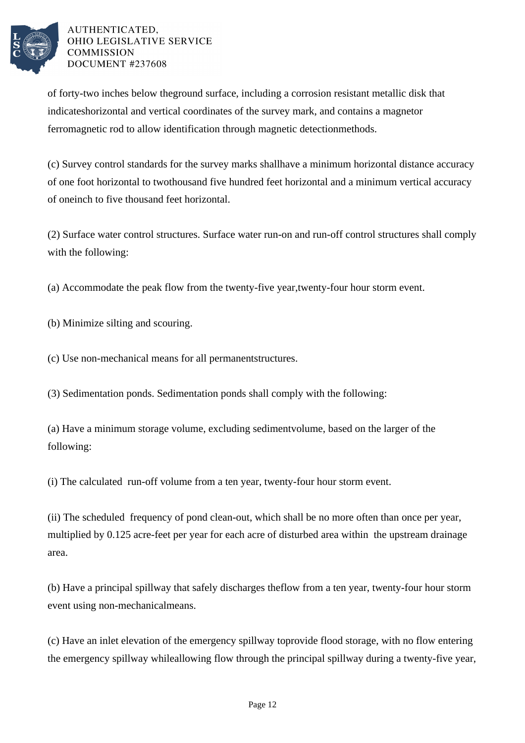of forty-two inches below theground surface, including a corrosion resistant metallic disk that indicateshorizontal and vertical coordinates of the survey mark, and contains a magnetor ferromagnetic rod to allow identification through magnetic detectionmethods.

(c) Survey control standards for the survey marks shallhave a minimum horizontal distance accuracy of one foot horizontal to twothousand five hundred feet horizontal and a minimum vertical accuracy of oneinch to five thousand feet horizontal.

(2) Surface water control structures. Surface water run-on and run-off control structures shall comply with the following:

(a) Accommodate the peak flow from the twenty-five year,twenty-four hour storm event.

(b) Minimize silting and scouring.

(c) Use non-mechanical means for all permanentstructures.

(3) Sedimentation ponds. Sedimentation ponds shall comply with the following:

(a) Have a minimum storage volume, excluding sedimentvolume, based on the larger of the following:

(i) The calculated run-off volume from a ten year, twenty-four hour storm event.

(ii) The scheduled frequency of pond clean-out, which shall be no more often than once per year, multiplied by 0.125 acre-feet per year for each acre of disturbed area within the upstream drainage area.

(b) Have a principal spillway that safely discharges theflow from a ten year, twenty-four hour storm event using non-mechanicalmeans.

(c) Have an inlet elevation of the emergency spillway toprovide flood storage, with no flow entering the emergency spillway whileallowing flow through the principal spillway during a twenty-five year,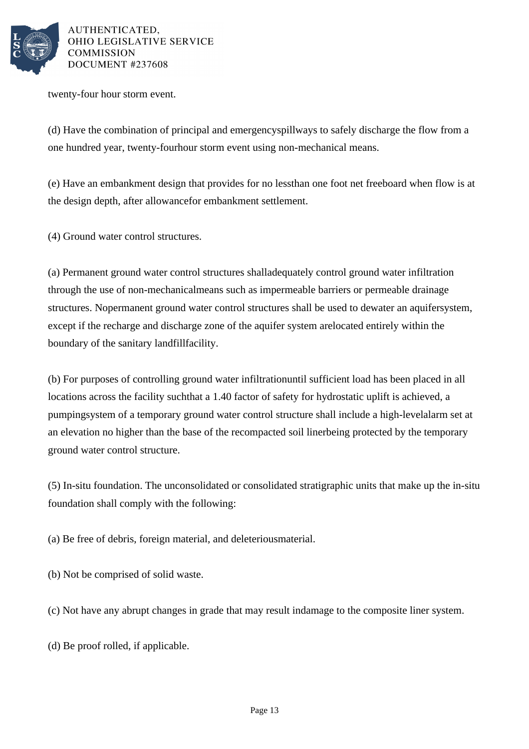twenty-four hour storm event.

(d) Have the combination of principal and emergencyspillways to safely discharge the flow from a one hundred year, twenty-fourhour storm event using non-mechanical means.

(e) Have an embankment design that provides for no lessthan one foot net freeboard when flow is at the design depth, after allowancefor embankment settlement.

(4) Ground water control structures.

(a) Permanent ground water control structures shalladequately control ground water infiltration through the use of non-mechanicalmeans such as impermeable barriers or permeable drainage structures. Nopermanent ground water control structures shall be used to dewater an aquifersystem, except if the recharge and discharge zone of the aquifer system arelocated entirely within the boundary of the sanitary landfillfacility.

(b) For purposes of controlling ground water infiltrationuntil sufficient load has been placed in all locations across the facility suchthat a 1.40 factor of safety for hydrostatic uplift is achieved, a pumpingsystem of a temporary ground water control structure shall include a high-levelalarm set at an elevation no higher than the base of the recompacted soil linerbeing protected by the temporary ground water control structure.

(5) In-situ foundation. The unconsolidated or consolidated stratigraphic units that make up the in-situ foundation shall comply with the following:

(a) Be free of debris, foreign material, and deleteriousmaterial.

(b) Not be comprised of solid waste.

(c) Not have any abrupt changes in grade that may result indamage to the composite liner system.

(d) Be proof rolled, if applicable.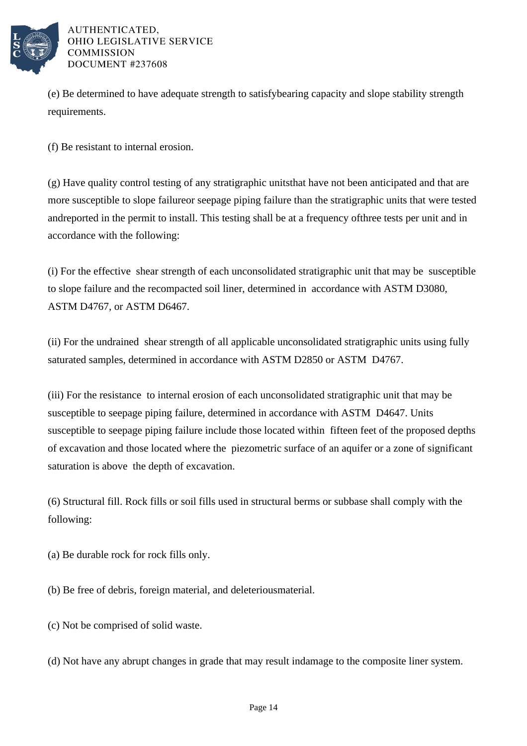(e) Be determined to have adequate strength to satisfybearing capacity and slope stability strength requirements.

(f) Be resistant to internal erosion.

(g) Have quality control testing of any stratigraphic unitsthat have not been anticipated and that are more susceptible to slope failureor seepage piping failure than the stratigraphic units that were tested andreported in the permit to install. This testing shall be at a frequency ofthree tests per unit and in accordance with the following:

(i) For the effective shear strength of each unconsolidated stratigraphic unit that may be susceptible to slope failure and the recompacted soil liner, determined in accordance with ASTM D3080, ASTM D4767, or ASTM D6467.

(ii) For the undrained shear strength of all applicable unconsolidated stratigraphic units using fully saturated samples, determined in accordance with ASTM D2850 or ASTM D4767.

(iii) For the resistance to internal erosion of each unconsolidated stratigraphic unit that may be susceptible to seepage piping failure, determined in accordance with ASTM D4647. Units susceptible to seepage piping failure include those located within fifteen feet of the proposed depths of excavation and those located where the piezometric surface of an aquifer or a zone of significant saturation is above the depth of excavation.

(6) Structural fill. Rock fills or soil fills used in structural berms or subbase shall comply with the following:

(a) Be durable rock for rock fills only.

(b) Be free of debris, foreign material, and deleteriousmaterial.

(c) Not be comprised of solid waste.

(d) Not have any abrupt changes in grade that may result indamage to the composite liner system.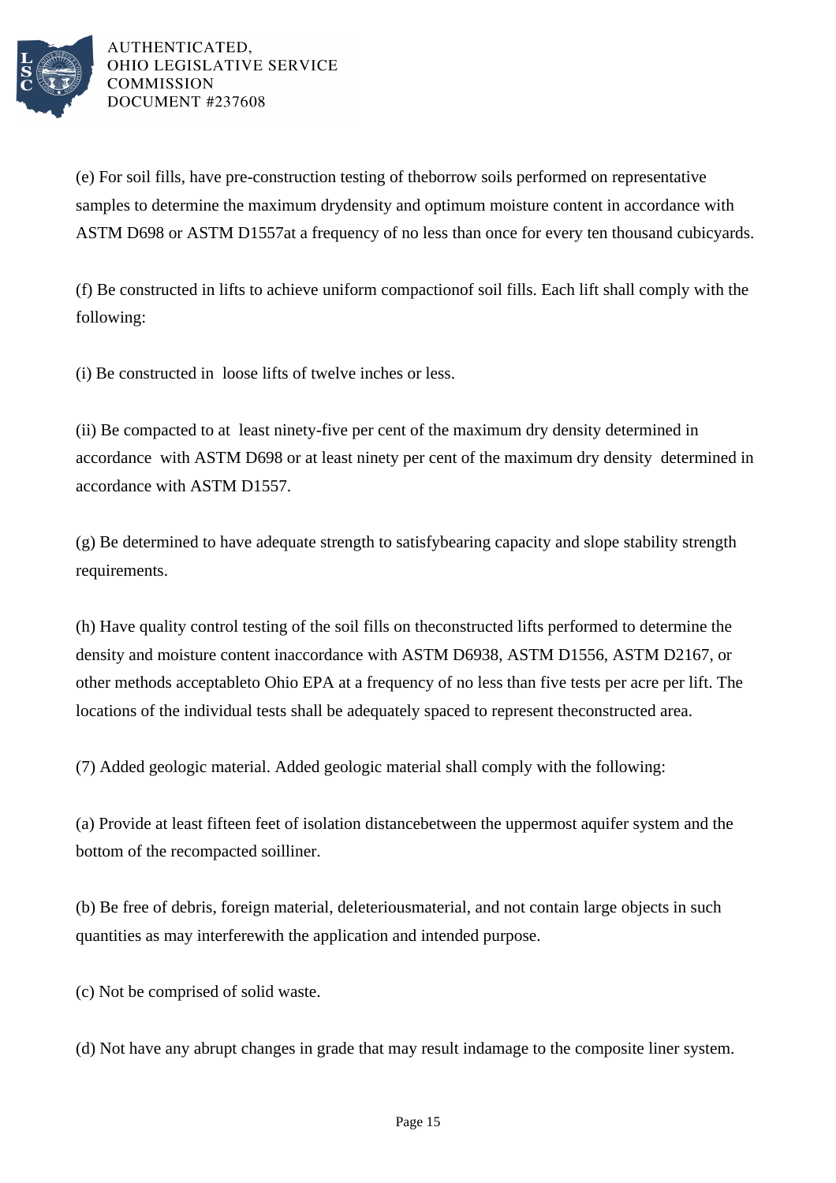(e) For soil fills, have pre-construction testing of theborrow soils performed on representative samples to determine the maximum drydensity and optimum moisture content in accordance with ASTM D698 or ASTM D1557at a frequency of no less than once for every ten thousand cubicyards.

(f) Be constructed in lifts to achieve uniform compactionof soil fills. Each lift shall comply with the following:

(i) Be constructed in loose lifts of twelve inches or less.

(ii) Be compacted to at least ninety-five per cent of the maximum dry density determined in accordance with ASTM D698 or at least ninety per cent of the maximum dry density determined in accordance with ASTM D1557.

(g) Be determined to have adequate strength to satisfybearing capacity and slope stability strength requirements.

(h) Have quality control testing of the soil fills on theconstructed lifts performed to determine the density and moisture content inaccordance with ASTM D6938, ASTM D1556, ASTM D2167, or other methods acceptableto Ohio EPA at a frequency of no less than five tests per acre per lift. The locations of the individual tests shall be adequately spaced to represent theconstructed area.

(7) Added geologic material. Added geologic material shall comply with the following:

(a) Provide at least fifteen feet of isolation distancebetween the uppermost aquifer system and the bottom of the recompacted soilliner.

(b) Be free of debris, foreign material, deleteriousmaterial, and not contain large objects in such quantities as may interferewith the application and intended purpose.

(c) Not be comprised of solid waste.

(d) Not have any abrupt changes in grade that may result indamage to the composite liner system.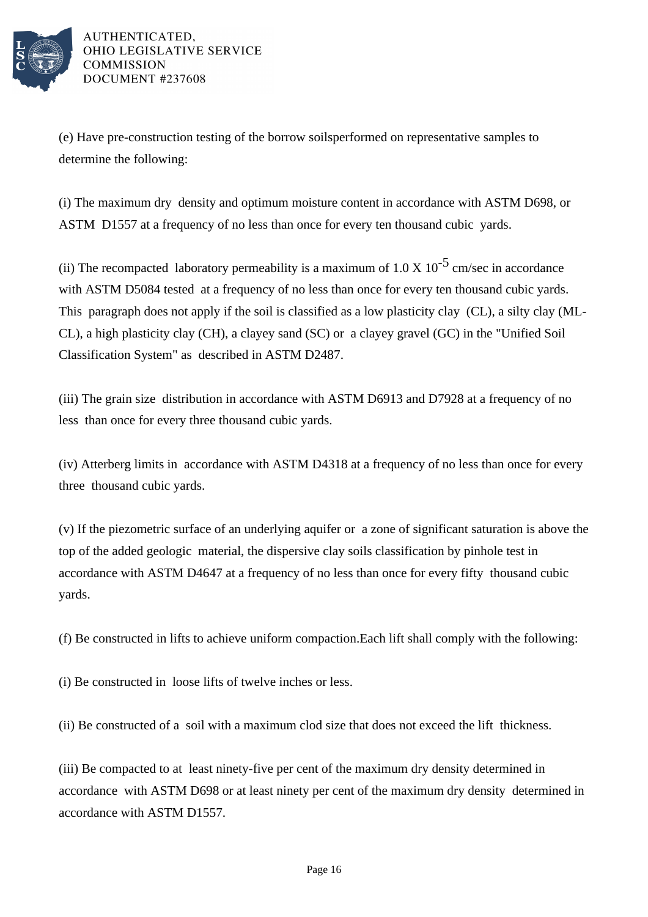(e) Have pre-construction testing of the borrow soilsperformed on representative samples to determine the following:

(i) The maximum dry density and optimum moisture content in accordance with ASTM D698, or ASTM D1557 at a frequency of no less than once for every ten thousand cubic yards.

(ii) The recompacted laboratory permeability is a maximum of 1.0 X $10^{-5}$ cm/sec in accordance with ASTM D5084 tested at a frequency of no less than once for every ten thousand cubic yards. This paragraph does not apply if the soil is classified as a low plasticity clay (CL), a silty clay (ML-CL), a high plasticity clay (CH), a clayey sand (SC) or a clayey gravel (GC) in the "Unified Soil Classification System" as described in ASTM D2487.

(iii) The grain size distribution in accordance with ASTM D6913 and D7928 at a frequency of no less than once for every three thousand cubic yards.

(iv) Atterberg limits in accordance with ASTM D4318 at a frequency of no less than once for every three thousand cubic yards.

(v) If the piezometric surface of an underlying aquifer or a zone of significant saturation is above the top of the added geologic material, the dispersive clay soils classification by pinhole test in accordance with ASTM D4647 at a frequency of no less than once for every fifty thousand cubic yards.

(f) Be constructed in lifts to achieve uniform compaction.Each lift shall comply with the following:

(i) Be constructed in loose lifts of twelve inches or less.

(ii) Be constructed of a soil with a maximum clod size that does not exceed the lift thickness.

(iii) Be compacted to at least ninety-five per cent of the maximum dry density determined in accordance with ASTM D698 or at least ninety per cent of the maximum dry density determined in accordance with ASTM D1557.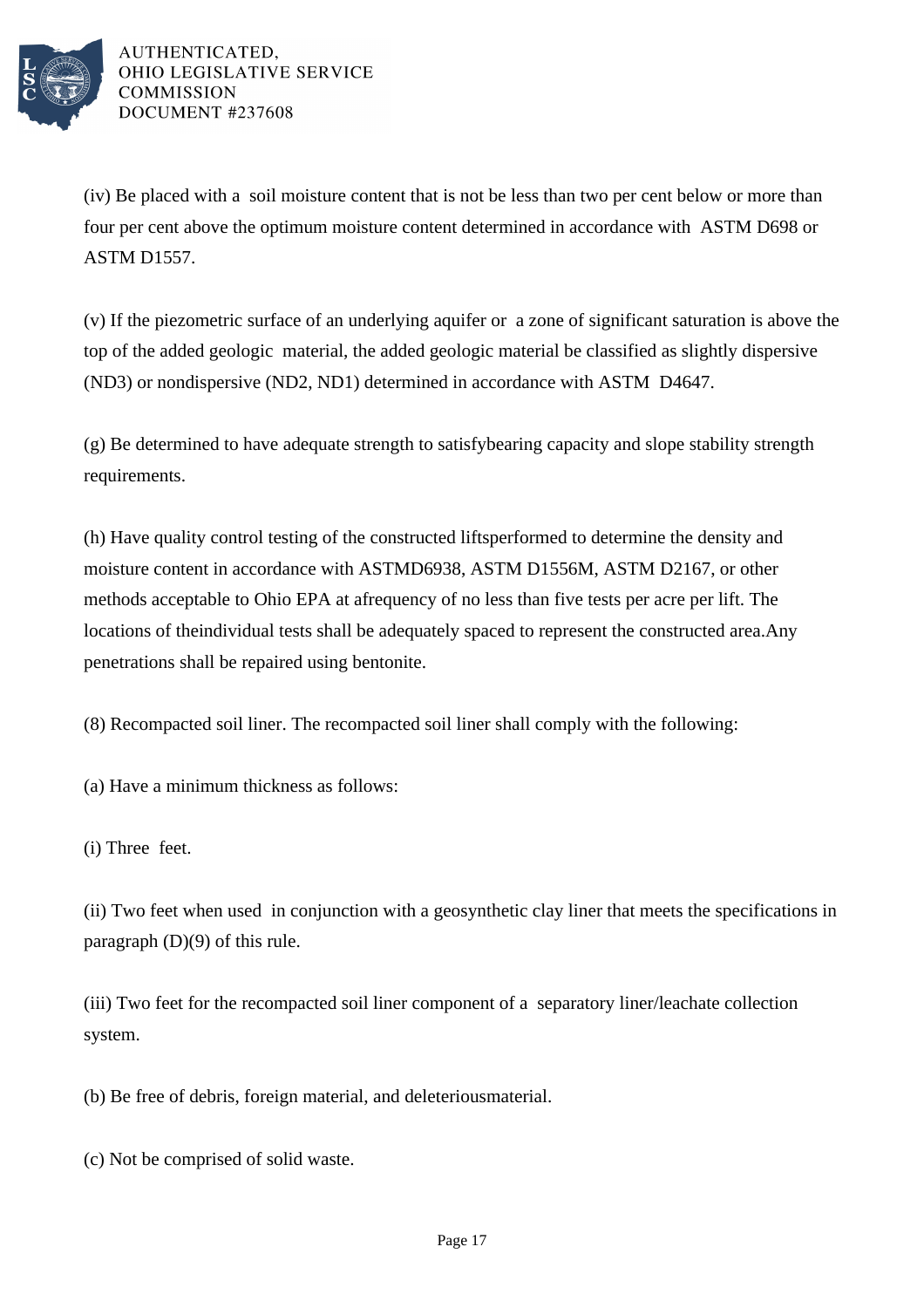(iv) Be placed with a soil moisture content that is not be less than two per cent below or more than four per cent above the optimum moisture content determined in accordance with ASTM D698 or ASTM D1557.

(v) If the piezometric surface of an underlying aquifer or a zone of significant saturation is above the top of the added geologic material, the added geologic material be classified as slightly dispersive (ND3) or nondispersive (ND2, ND1) determined in accordance with ASTM D4647.

(g) Be determined to have adequate strength to satisfybearing capacity and slope stability strength requirements.

(h) Have quality control testing of the constructed liftsperformed to determine the density and moisture content in accordance with ASTMD6938, ASTM D1556M, ASTM D2167, or other methods acceptable to Ohio EPA at afrequency of no less than five tests per acre per lift. The locations of theindividual tests shall be adequately spaced to represent the constructed area.Any penetrations shall be repaired using bentonite.

(8) Recompacted soil liner. The recompacted soil liner shall comply with the following:

(a) Have a minimum thickness as follows:

(i) Three feet.

(ii) Two feet when used in conjunction with a geosynthetic clay liner that meets the specifications in paragraph (D)(9) of this rule.

(iii) Two feet for the recompacted soil liner component of a separatory liner/leachate collection system.

(b) Be free of debris, foreign material, and deleteriousmaterial.

(c) Not be comprised of solid waste.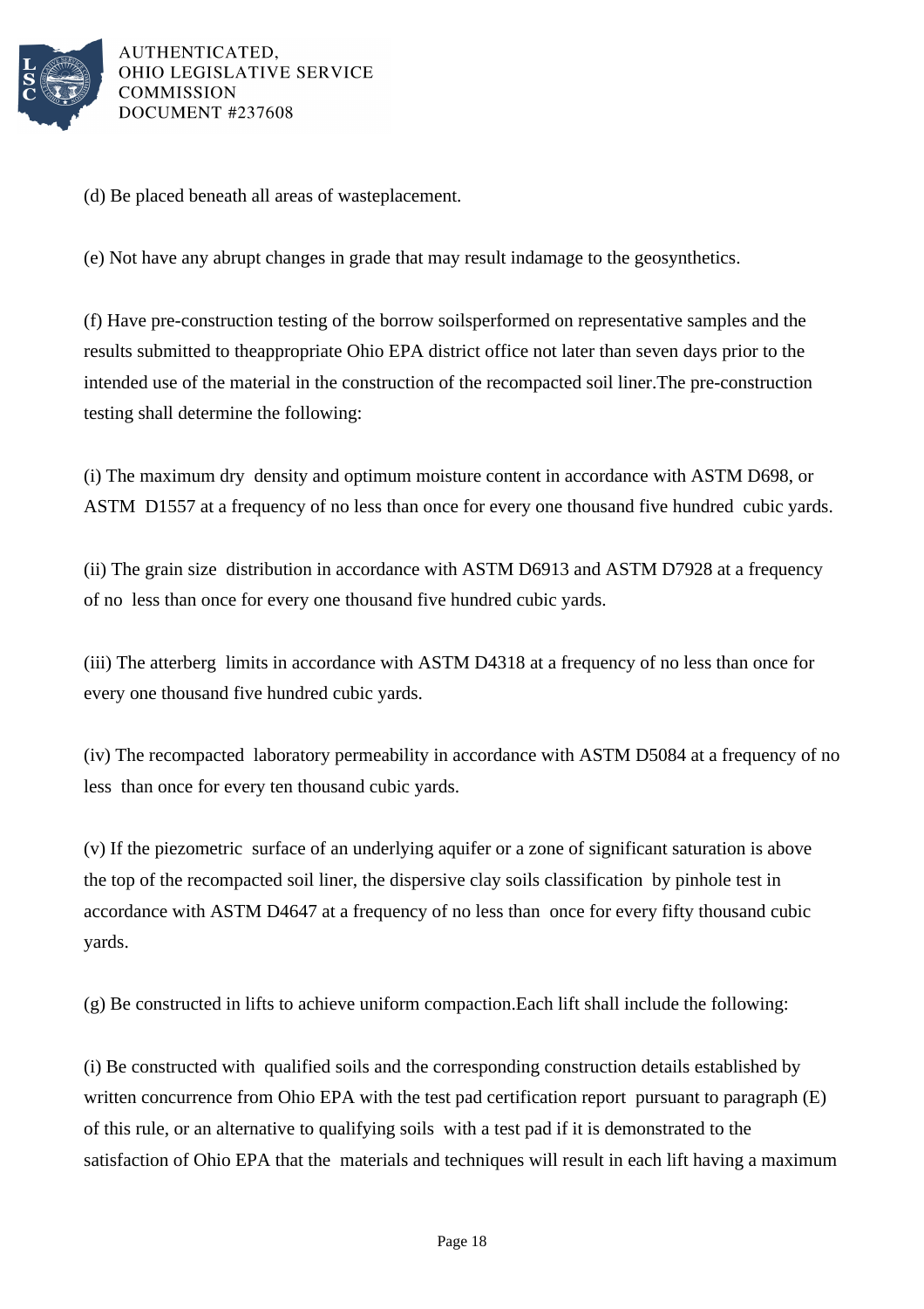(d) Be placed beneath all areas of wasteplacement.

(e) Not have any abrupt changes in grade that may result indamage to the geosynthetics.

(f) Have pre-construction testing of the borrow soilsperformed on representative samples and the results submitted to theappropriate Ohio EPA district office not later than seven days prior to the intended use of the material in the construction of the recompacted soil liner.The pre-construction testing shall determine the following:

(i) The maximum dry density and optimum moisture content in accordance with ASTM D698, or ASTM D1557 at a frequency of no less than once for every one thousand five hundred cubic yards.

(ii) The grain size distribution in accordance with ASTM D6913 and ASTM D7928 at a frequency of no less than once for every one thousand five hundred cubic yards.

(iii) The atterberg limits in accordance with ASTM D4318 at a frequency of no less than once for every one thousand five hundred cubic yards.

(iv) The recompacted laboratory permeability in accordance with ASTM D5084 at a frequency of no less than once for every ten thousand cubic yards.

(v) If the piezometric surface of an underlying aquifer or a zone of significant saturation is above the top of the recompacted soil liner, the dispersive clay soils classification by pinhole test in accordance with ASTM D4647 at a frequency of no less than once for every fifty thousand cubic yards.

(g) Be constructed in lifts to achieve uniform compaction.Each lift shall include the following:

(i) Be constructed with qualified soils and the corresponding construction details established by written concurrence from Ohio EPA with the test pad certification report pursuant to paragraph (E) of this rule, or an alternative to qualifying soils with a test pad if it is demonstrated to the satisfaction of Ohio EPA that the materials and techniques will result in each lift having a maximum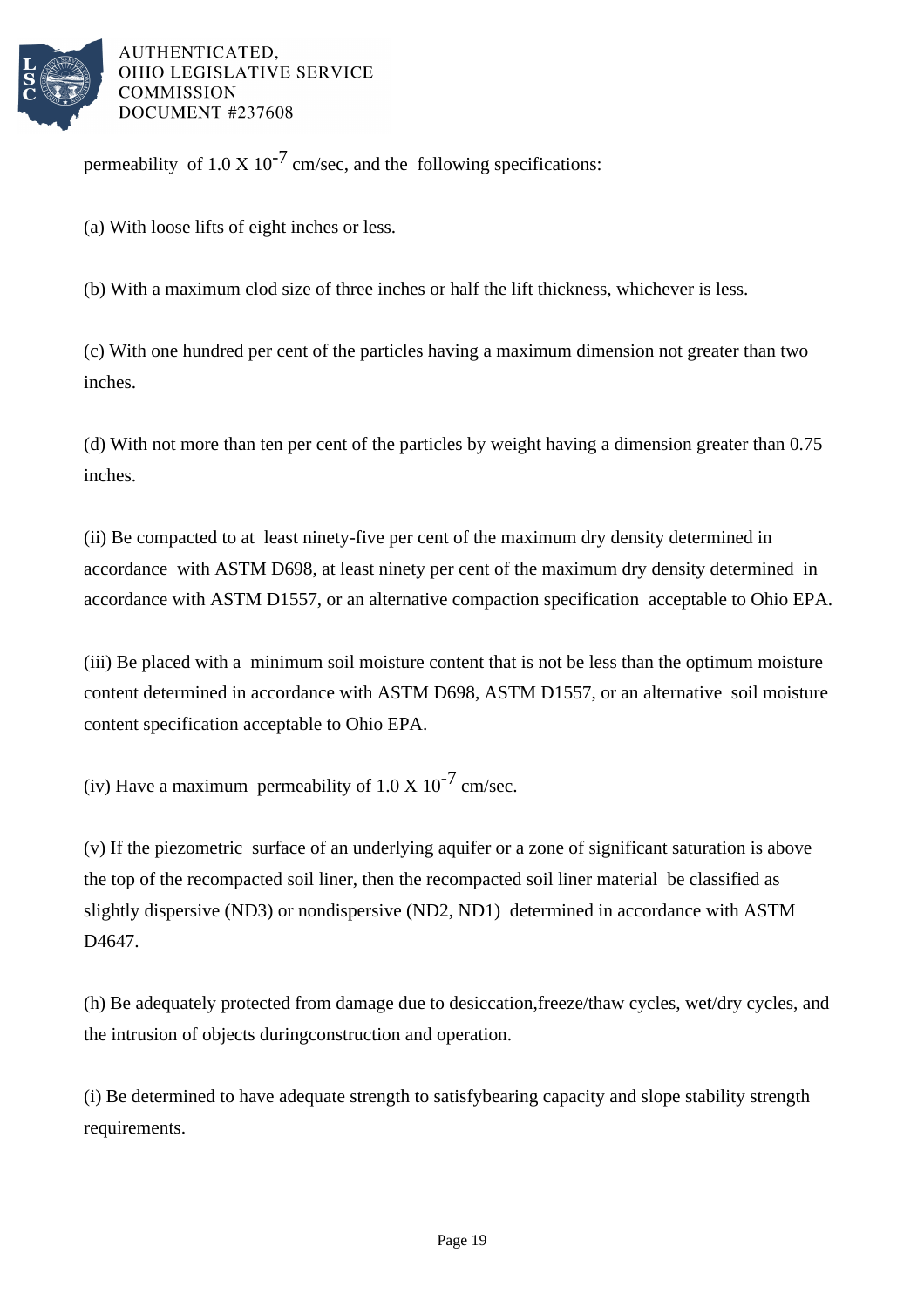permeability of 1.0 X $10^{-7}$ cm/sec, and the following specifications:

(a) With loose lifts of eight inches or less.

(b) With a maximum clod size of three inches or half the lift thickness, whichever is less.

(c) With one hundred per cent of the particles having a maximum dimension not greater than two inches.

(d) With not more than ten per cent of the particles by weight having a dimension greater than 0.75 inches.

(ii) Be compacted to at least ninety-five per cent of the maximum dry density determined in accordance with ASTM D698, at least ninety per cent of the maximum dry density determined in accordance with ASTM D1557, or an alternative compaction specification acceptable to Ohio EPA.

(iii) Be placed with a minimum soil moisture content that is not be less than the optimum moisture content determined in accordance with ASTM D698, ASTM D1557, or an alternative soil moisture content specification acceptable to Ohio EPA.

(iv) Have a maximum permeability of 1.0 X $10^{-7}$ cm/sec.

(v) If the piezometric surface of an underlying aquifer or a zone of significant saturation is above the top of the recompacted soil liner, then the recompacted soil liner material be classified as slightly dispersive (ND3) or nondispersive (ND2, ND1) determined in accordance with ASTM D4647.

(h) Be adequately protected from damage due to desiccation,freeze/thaw cycles, wet/dry cycles, and the intrusion of objects duringconstruction and operation.

(i) Be determined to have adequate strength to satisfybearing capacity and slope stability strength requirements.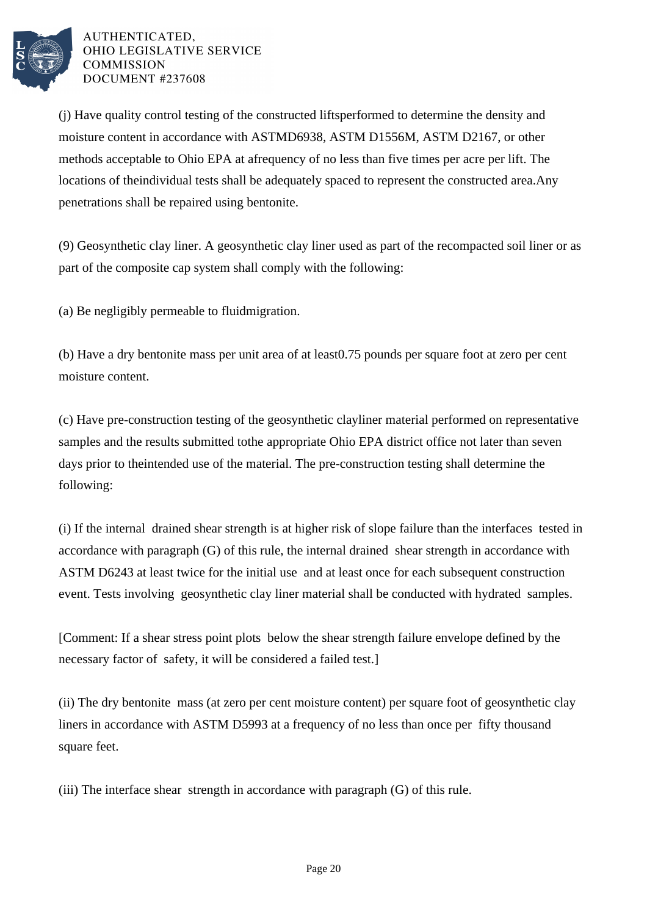(j) Have quality control testing of the constructed liftsperformed to determine the density and moisture content in accordance with ASTMD6938, ASTM D1556M, ASTM D2167, or other methods acceptable to Ohio EPA at afrequency of no less than five times per acre per lift. The locations of theindividual tests shall be adequately spaced to represent the constructed area.Any penetrations shall be repaired using bentonite.

(9) Geosynthetic clay liner. A geosynthetic clay liner used as part of the recompacted soil liner or as part of the composite cap system shall comply with the following:

(a) Be negligibly permeable to fluidmigration.

(b) Have a dry bentonite mass per unit area of at least0.75 pounds per square foot at zero per cent moisture content.

(c) Have pre-construction testing of the geosynthetic clayliner material performed on representative samples and the results submitted tothe appropriate Ohio EPA district office not later than seven days prior to theintended use of the material. The pre-construction testing shall determine the following:

(i) If the internal drained shear strength is at higher risk of slope failure than the interfaces tested in accordance with paragraph (G) of this rule, the internal drained shear strength in accordance with ASTM D6243 at least twice for the initial use and at least once for each subsequent construction event. Tests involving geosynthetic clay liner material shall be conducted with hydrated samples.

[Comment: If a shear stress point plots below the shear strength failure envelope defined by the necessary factor of safety, it will be considered a failed test.]

(ii) The dry bentonite mass (at zero per cent moisture content) per square foot of geosynthetic clay liners in accordance with ASTM D5993 at a frequency of no less than once per fifty thousand square feet.

(iii) The interface shear strength in accordance with paragraph (G) of this rule.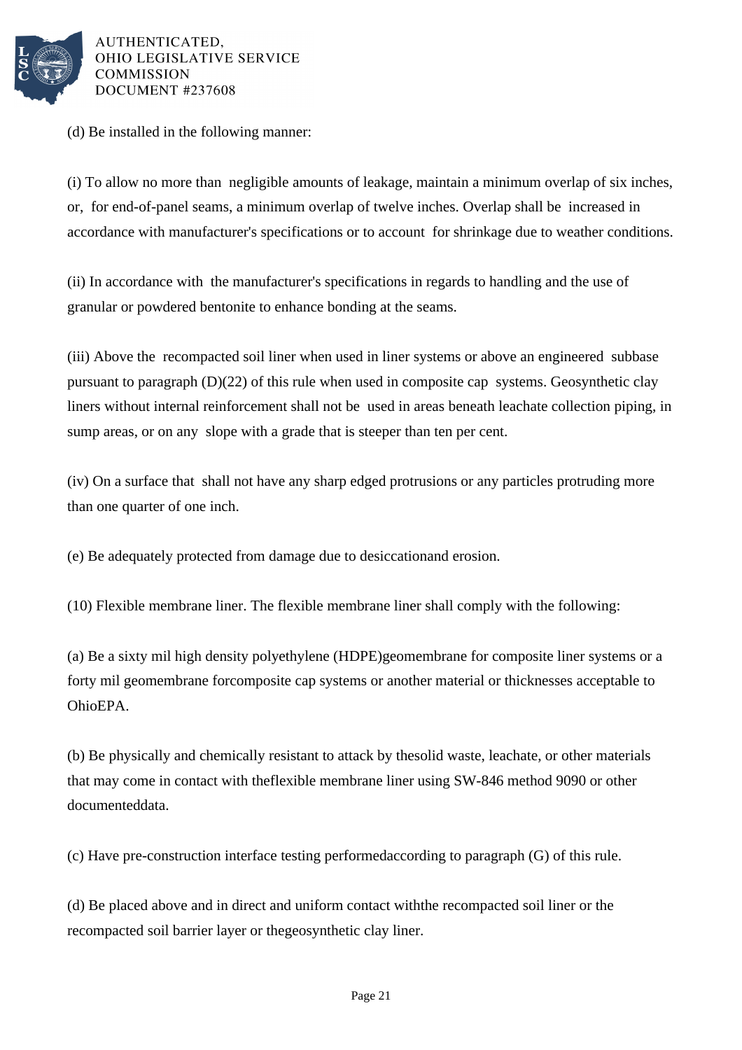(d) Be installed in the following manner:

(i) To allow no more than negligible amounts of leakage, maintain a minimum overlap of six inches, or, for end-of-panel seams, a minimum overlap of twelve inches. Overlap shall be increased in accordance with manufacturer's specifications or to account for shrinkage due to weather conditions.

(ii) In accordance with the manufacturer's specifications in regards to handling and the use of granular or powdered bentonite to enhance bonding at the seams.

(iii) Above the recompacted soil liner when used in liner systems or above an engineered subbase pursuant to paragraph (D)(22) of this rule when used in composite cap systems. Geosynthetic clay liners without internal reinforcement shall not be used in areas beneath leachate collection piping, in sump areas, or on any slope with a grade that is steeper than ten per cent.

(iv) On a surface that shall not have any sharp edged protrusions or any particles protruding more than one quarter of one inch.

(e) Be adequately protected from damage due to desiccationand erosion.

(10) Flexible membrane liner. The flexible membrane liner shall comply with the following:

(a) Be a sixty mil high density polyethylene (HDPE)geomembrane for composite liner systems or a forty mil geomembrane forcomposite cap systems or another material or thicknesses acceptable to OhioEPA.

(b) Be physically and chemically resistant to attack by thesolid waste, leachate, or other materials that may come in contact with theflexible membrane liner using SW-846 method 9090 or other documenteddata.

(c) Have pre-construction interface testing performedaccording to paragraph (G) of this rule.

(d) Be placed above and in direct and uniform contact withthe recompacted soil liner or the recompacted soil barrier layer or thegeosynthetic clay liner.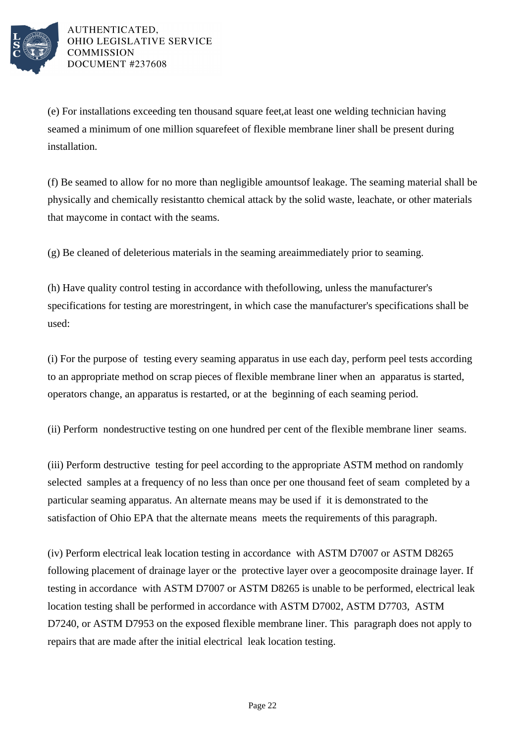(e) For installations exceeding ten thousand square feet,at least one welding technician having seamed a minimum of one million squarefeet of flexible membrane liner shall be present during installation.

(f) Be seamed to allow for no more than negligible amountsof leakage. The seaming material shall be physically and chemically resistantto chemical attack by the solid waste, leachate, or other materials that maycome in contact with the seams.

(g) Be cleaned of deleterious materials in the seaming areaimmediately prior to seaming.

(h) Have quality control testing in accordance with thefollowing, unless the manufacturer's specifications for testing are morestringent, in which case the manufacturer's specifications shall be used:

(i) For the purpose of testing every seaming apparatus in use each day, perform peel tests according to an appropriate method on scrap pieces of flexible membrane liner when an apparatus is started, operators change, an apparatus is restarted, or at the beginning of each seaming period.

(ii) Perform nondestructive testing on one hundred per cent of the flexible membrane liner seams.

(iii) Perform destructive testing for peel according to the appropriate ASTM method on randomly selected samples at a frequency of no less than once per one thousand feet of seam completed by a particular seaming apparatus. An alternate means may be used if it is demonstrated to the satisfaction of Ohio EPA that the alternate means meets the requirements of this paragraph.

(iv) Perform electrical leak location testing in accordance with ASTM D7007 or ASTM D8265 following placement of drainage layer or the protective layer over a geocomposite drainage layer. If testing in accordance with ASTM D7007 or ASTM D8265 is unable to be performed, electrical leak location testing shall be performed in accordance with ASTM D7002, ASTM D7703, ASTM D7240, or ASTM D7953 on the exposed flexible membrane liner. This paragraph does not apply to repairs that are made after the initial electrical leak location testing.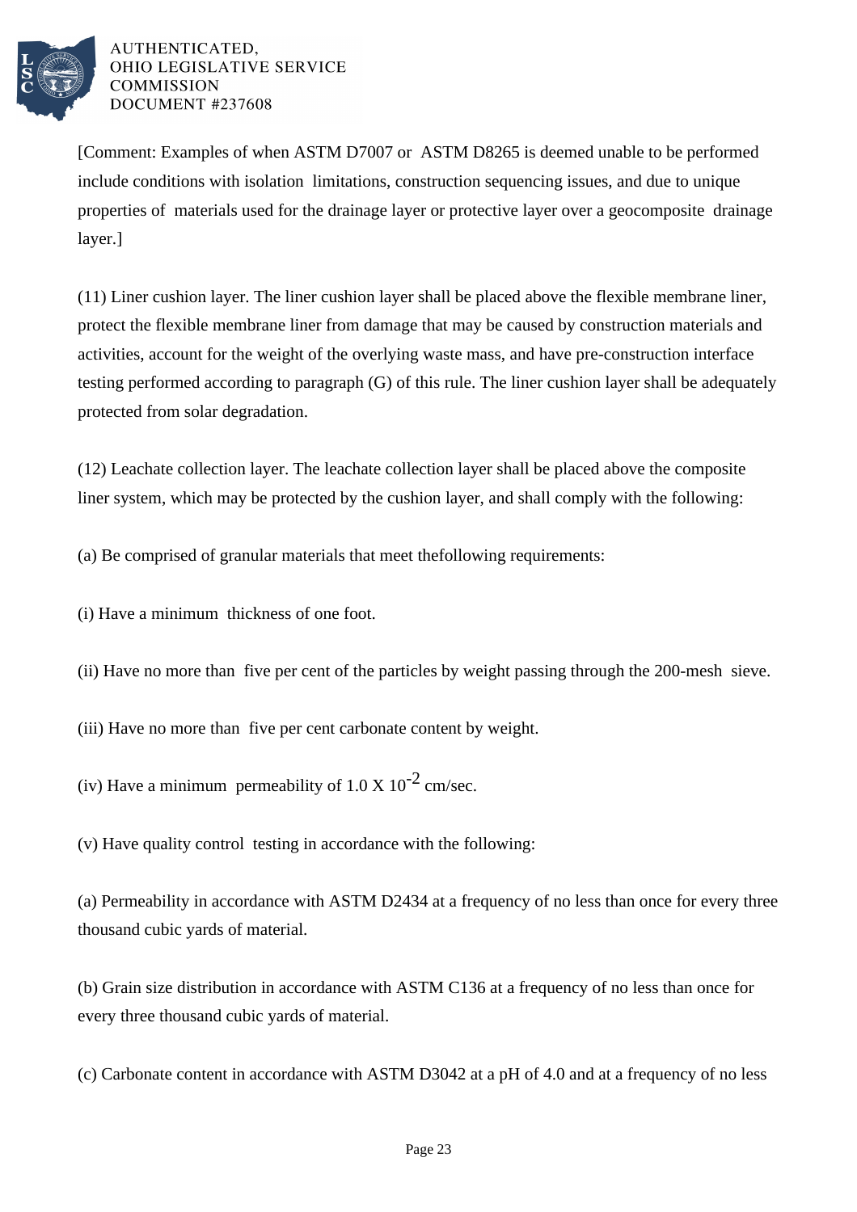[Comment: Examples of when ASTM D7007 or ASTM D8265 is deemed unable to be performed include conditions with isolation limitations, construction sequencing issues, and due to unique properties of materials used for the drainage layer or protective layer over a geocomposite drainage layer.]

(11) Liner cushion layer. The liner cushion layer shall be placed above the flexible membrane liner, protect the flexible membrane liner from damage that may be caused by construction materials and activities, account for the weight of the overlying waste mass, and have pre-construction interface testing performed according to paragraph (G) of this rule. The liner cushion layer shall be adequately protected from solar degradation.

(12) Leachate collection layer. The leachate collection layer shall be placed above the composite liner system, which may be protected by the cushion layer, and shall comply with the following:

(a) Be comprised of granular materials that meet thefollowing requirements:

(i) Have a minimum thickness of one foot.

(ii) Have no more than five per cent of the particles by weight passing through the 200-mesh sieve.

(iii) Have no more than five per cent carbonate content by weight.

(iv) Have a minimum permeability of 1.0 X $10^{-2}$ cm/sec.

(v) Have quality control testing in accordance with the following:

(a) Permeability in accordance with ASTM D2434 at a frequency of no less than once for every three thousand cubic yards of material.

(b) Grain size distribution in accordance with ASTM C136 at a frequency of no less than once for every three thousand cubic yards of material.

(c) Carbonate content in accordance with ASTM D3042 at a pH of 4.0 and at a frequency of no less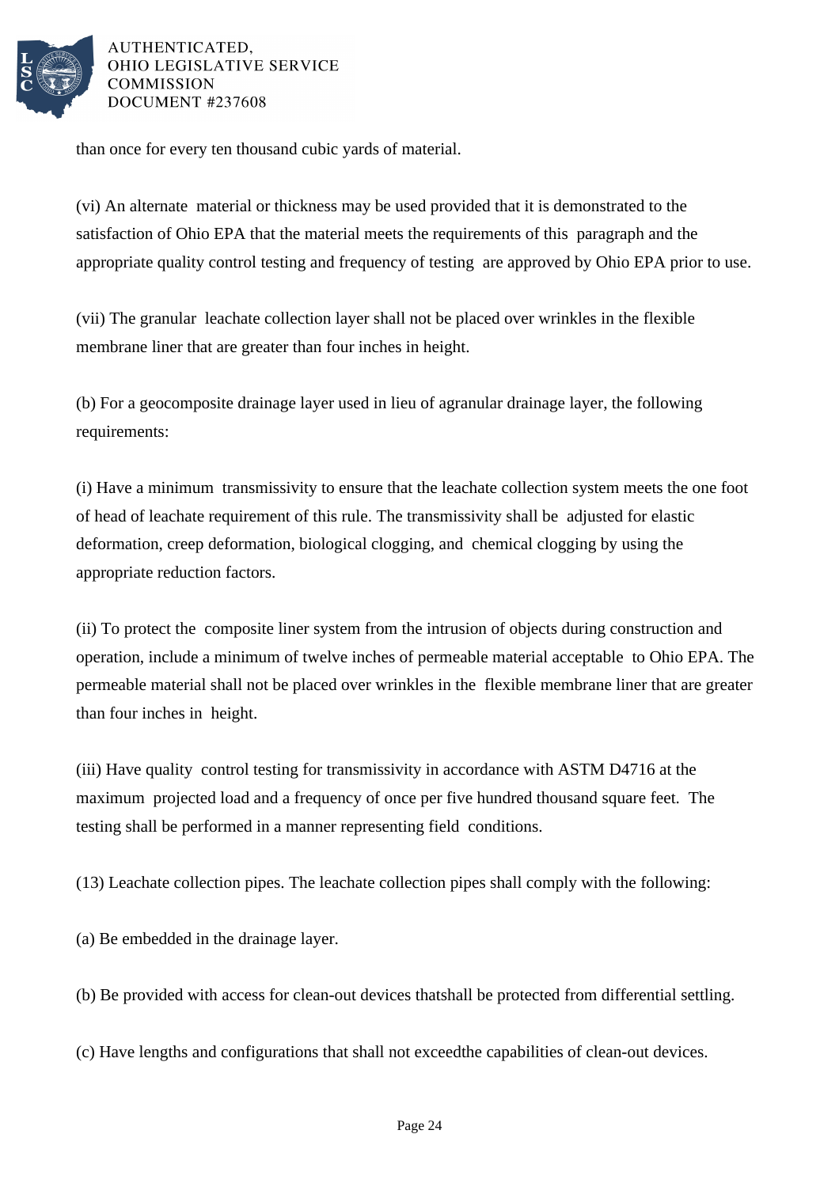than once for every ten thousand cubic yards of material.

(vi) An alternate material or thickness may be used provided that it is demonstrated to the satisfaction of Ohio EPA that the material meets the requirements of this paragraph and the appropriate quality control testing and frequency of testing are approved by Ohio EPA prior to use.

(vii) The granular leachate collection layer shall not be placed over wrinkles in the flexible membrane liner that are greater than four inches in height.

(b) For a geocomposite drainage layer used in lieu of agranular drainage layer, the following requirements:

(i) Have a minimum transmissivity to ensure that the leachate collection system meets the one foot of head of leachate requirement of this rule. The transmissivity shall be adjusted for elastic deformation, creep deformation, biological clogging, and chemical clogging by using the appropriate reduction factors.

(ii) To protect the composite liner system from the intrusion of objects during construction and operation, include a minimum of twelve inches of permeable material acceptable to Ohio EPA. The permeable material shall not be placed over wrinkles in the flexible membrane liner that are greater than four inches in height.

(iii) Have quality control testing for transmissivity in accordance with ASTM D4716 at the maximum projected load and a frequency of once per five hundred thousand square feet. The testing shall be performed in a manner representing field conditions.

(13) Leachate collection pipes. The leachate collection pipes shall comply with the following:

(a) Be embedded in the drainage layer.

(b) Be provided with access for clean-out devices thatshall be protected from differential settling.

(c) Have lengths and configurations that shall not exceedthe capabilities of clean-out devices.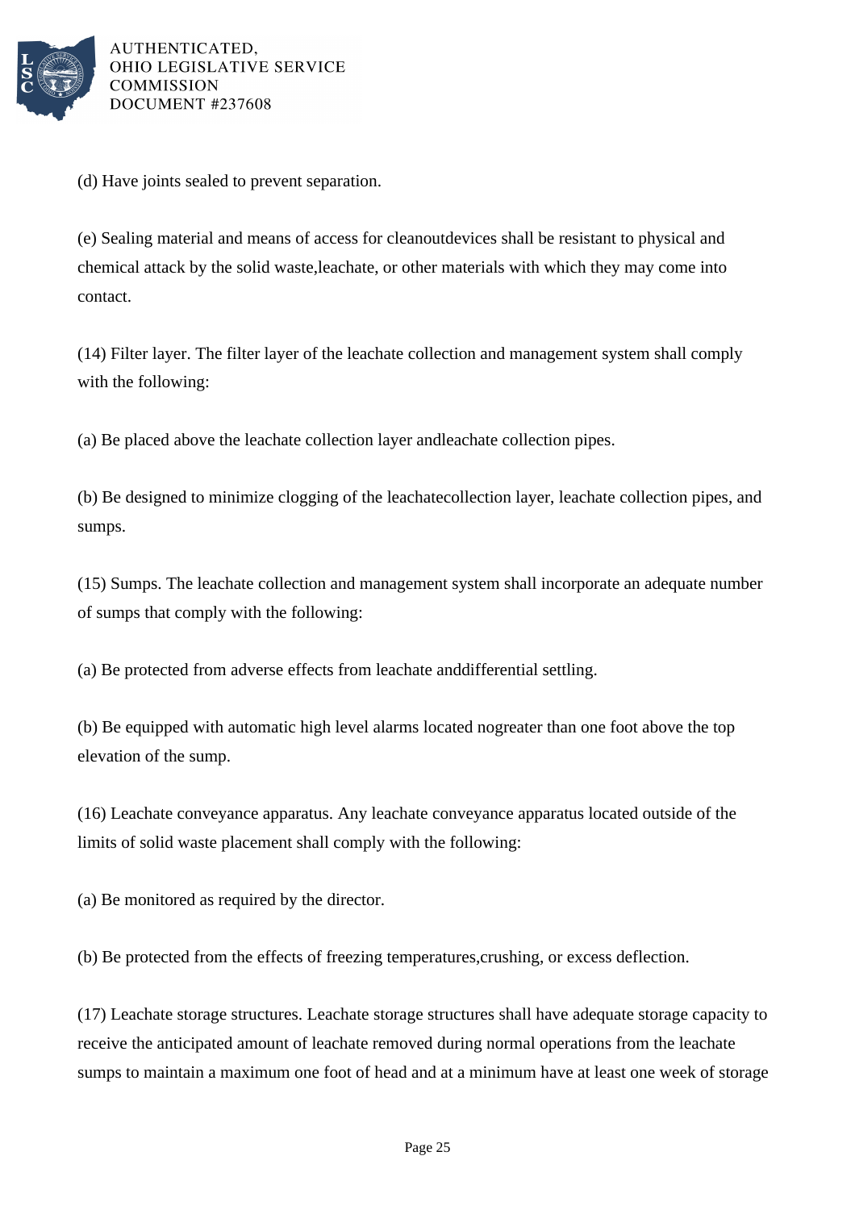(d) Have joints sealed to prevent separation.

(e) Sealing material and means of access for cleanoutdevices shall be resistant to physical and chemical attack by the solid waste,leachate, or other materials with which they may come into contact.

(14) Filter layer. The filter layer of the leachate collection and management system shall comply with the following:

(a) Be placed above the leachate collection layer andleachate collection pipes.

(b) Be designed to minimize clogging of the leachatecollection layer, leachate collection pipes, and sumps.

(15) Sumps. The leachate collection and management system shall incorporate an adequate number of sumps that comply with the following:

(a) Be protected from adverse effects from leachate anddifferential settling.

(b) Be equipped with automatic high level alarms located nogreater than one foot above the top elevation of the sump.

(16) Leachate conveyance apparatus. Any leachate conveyance apparatus located outside of the limits of solid waste placement shall comply with the following:

(a) Be monitored as required by the director.

(b) Be protected from the effects of freezing temperatures,crushing, or excess deflection.

(17) Leachate storage structures. Leachate storage structures shall have adequate storage capacity to receive the anticipated amount of leachate removed during normal operations from the leachate sumps to maintain a maximum one foot of head and at a minimum have at least one week of storage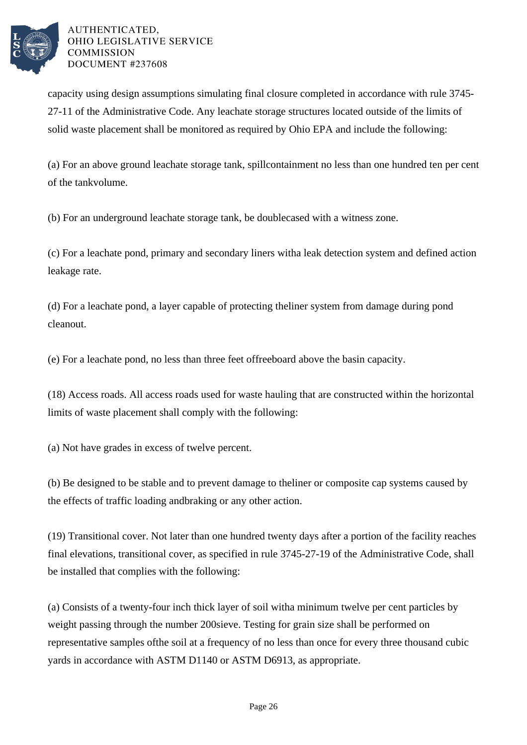capacity using design assumptions simulating final closure completed in accordance with rule 3745-27-11 of the Administrative Code. Any leachate storage structures located outside of the limits of solid waste placement shall be monitored as required by Ohio EPA and include the following:

(a) For an above ground leachate storage tank, spillcontainment no less than one hundred ten per cent of the tankvolume.

(b) For an underground leachate storage tank, be doublecased with a witness zone.

(c) For a leachate pond, primary and secondary liners witha leak detection system and defined action leakage rate.

(d) For a leachate pond, a layer capable of protecting theliner system from damage during pond cleanout.

(e) For a leachate pond, no less than three feet offreeboard above the basin capacity.

(18) Access roads. All access roads used for waste hauling that are constructed within the horizontal limits of waste placement shall comply with the following:

(a) Not have grades in excess of twelve percent.

(b) Be designed to be stable and to prevent damage to theliner or composite cap systems caused by the effects of traffic loading andbraking or any other action.

(19) Transitional cover. Not later than one hundred twenty days after a portion of the facility reaches final elevations, transitional cover, as specified in rule 3745-27-19 of the Administrative Code, shall be installed that complies with the following:

(a) Consists of a twenty-four inch thick layer of soil witha minimum twelve per cent particles by weight passing through the number 200sieve. Testing for grain size shall be performed on representative samples ofthe soil at a frequency of no less than once for every three thousand cubic yards in accordance with ASTM D1140 or ASTM D6913, as appropriate.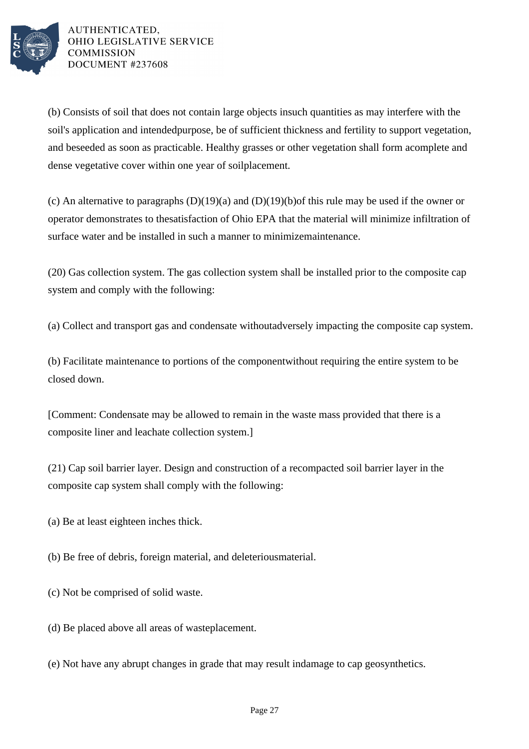(b) Consists of soil that does not contain large objects insuch quantities as may interfere with the soil's application and intendedpurpose, be of sufficient thickness and fertility to support vegetation, and beseeded as soon as practicable. Healthy grasses or other vegetation shall form acomplete and dense vegetative cover within one year of soilplacement.

(c) An alternative to paragraphs (D)(19)(a) and (D)(19)(b)of this rule may be used if the owner or operator demonstrates to thesatisfaction of Ohio EPA that the material will minimize infiltration of surface water and be installed in such a manner to minimizemaintenance.

(20) Gas collection system. The gas collection system shall be installed prior to the composite cap system and comply with the following:

(a) Collect and transport gas and condensate withoutadversely impacting the composite cap system.

(b) Facilitate maintenance to portions of the componentwithout requiring the entire system to be closed down.

[Comment: Condensate may be allowed to remain in the waste mass provided that there is a composite liner and leachate collection system.]

(21) Cap soil barrier layer. Design and construction of a recompacted soil barrier layer in the composite cap system shall comply with the following:

(a) Be at least eighteen inches thick.

(b) Be free of debris, foreign material, and deleteriousmaterial.

(c) Not be comprised of solid waste.

(d) Be placed above all areas of wasteplacement.

(e) Not have any abrupt changes in grade that may result indamage to cap geosynthetics.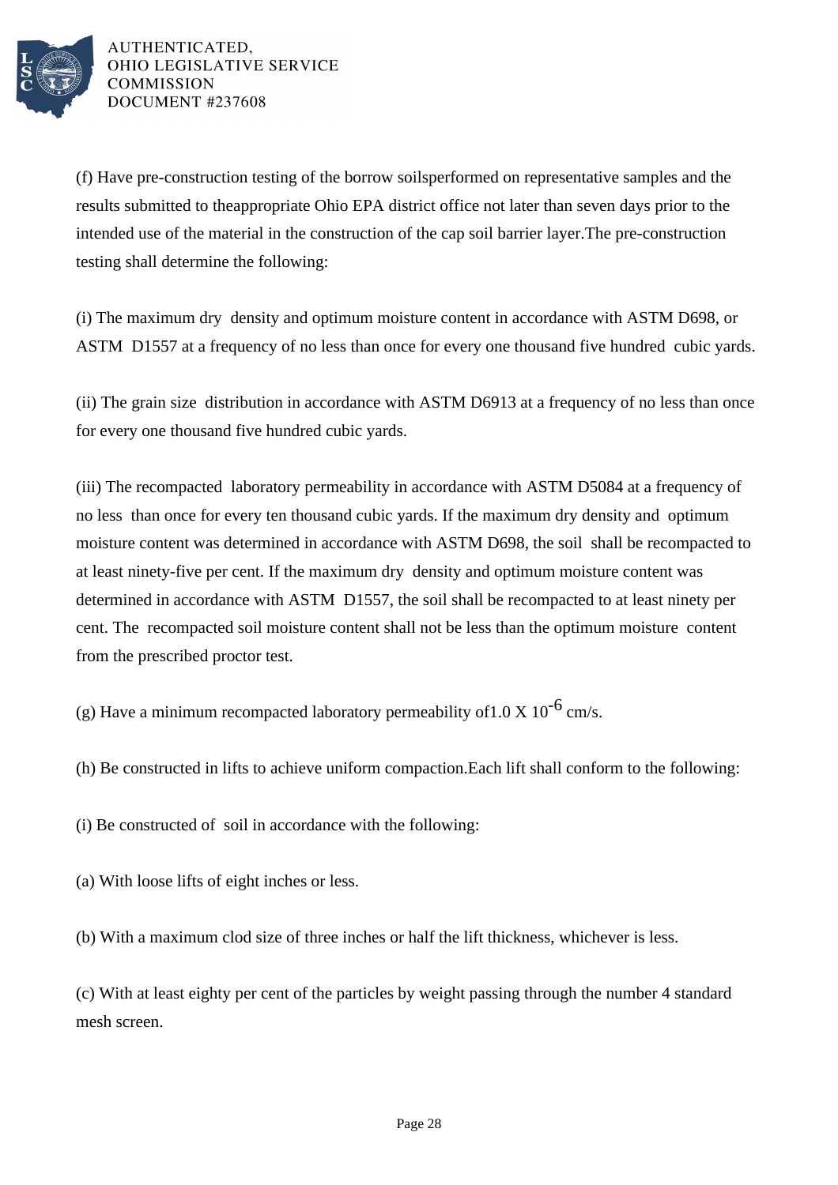(f) Have pre-construction testing of the borrow soilsperformed on representative samples and the results submitted to theappropriate Ohio EPA district office not later than seven days prior to the intended use of the material in the construction of the cap soil barrier layer.The pre-construction testing shall determine the following:

(i) The maximum dry density and optimum moisture content in accordance with ASTM D698, or ASTM D1557 at a frequency of no less than once for every one thousand five hundred cubic yards.

(ii) The grain size distribution in accordance with ASTM D6913 at a frequency of no less than once for every one thousand five hundred cubic yards.

(iii) The recompacted laboratory permeability in accordance with ASTM D5084 at a frequency of no less than once for every ten thousand cubic yards. If the maximum dry density and optimum moisture content was determined in accordance with ASTM D698, the soil shall be recompacted to at least ninety-five per cent. If the maximum dry density and optimum moisture content was determined in accordance with ASTM D1557, the soil shall be recompacted to at least ninety per cent. The recompacted soil moisture content shall not be less than the optimum moisture content from the prescribed proctor test.

(g) Have a minimum recompacted laboratory permeability of$1.0 \times 10^{-6}$ cm/s.

(h) Be constructed in lifts to achieve uniform compaction.Each lift shall conform to the following:

(i) Be constructed of soil in accordance with the following:

(a) With loose lifts of eight inches or less.

(b) With a maximum clod size of three inches or half the lift thickness, whichever is less.

(c) With at least eighty per cent of the particles by weight passing through the number 4 standard mesh screen.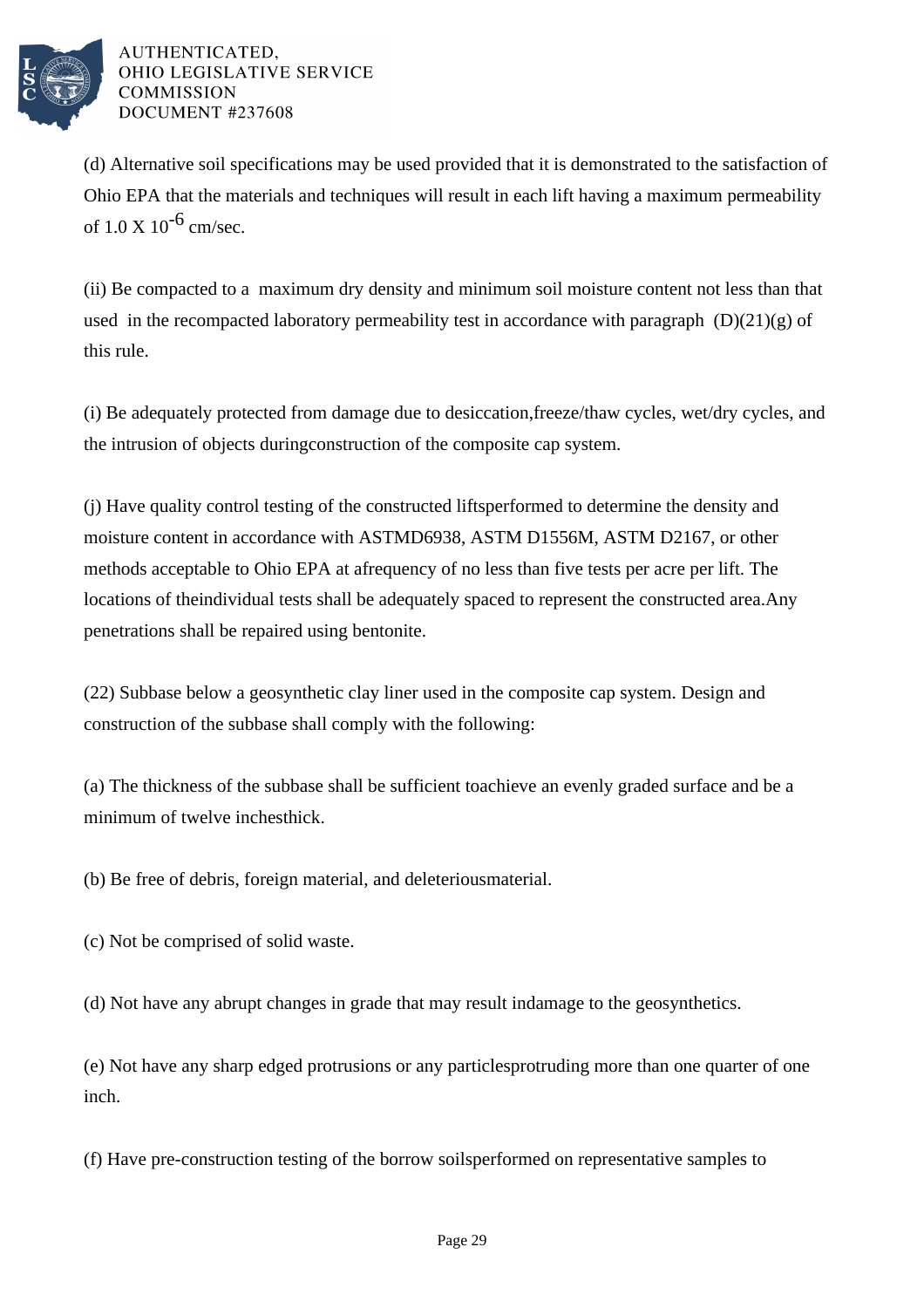(d) Alternative soil specifications may be used provided that it is demonstrated to the satisfaction of Ohio EPA that the materials and techniques will result in each lift having a maximum permeability of $1.0 \times 10^{-6}$ cm/sec.

(ii) Be compacted to a maximum dry density and minimum soil moisture content not less than that used in the recompacted laboratory permeability test in accordance with paragraph (D)(21)(g) of this rule.

(i) Be adequately protected from damage due to desiccation,freeze/thaw cycles, wet/dry cycles, and the intrusion of objects duringconstruction of the composite cap system.

(j) Have quality control testing of the constructed liftsperformed to determine the density and moisture content in accordance with ASTMD6938, ASTM D1556M, ASTM D2167, or other methods acceptable to Ohio EPA at afrequency of no less than five tests per acre per lift. The locations of theindividual tests shall be adequately spaced to represent the constructed area.Any penetrations shall be repaired using bentonite.

(22) Subbase below a geosynthetic clay liner used in the composite cap system. Design and construction of the subbase shall comply with the following:

(a) The thickness of the subbase shall be sufficient toachieve an evenly graded surface and be a minimum of twelve inchesthick.

(b) Be free of debris, foreign material, and deleteriousmaterial.

(c) Not be comprised of solid waste.

(d) Not have any abrupt changes in grade that may result indamage to the geosynthetics.

(e) Not have any sharp edged protrusions or any particlesprotruding more than one quarter of one inch.

(f) Have pre-construction testing of the borrow soilsperformed on representative samples to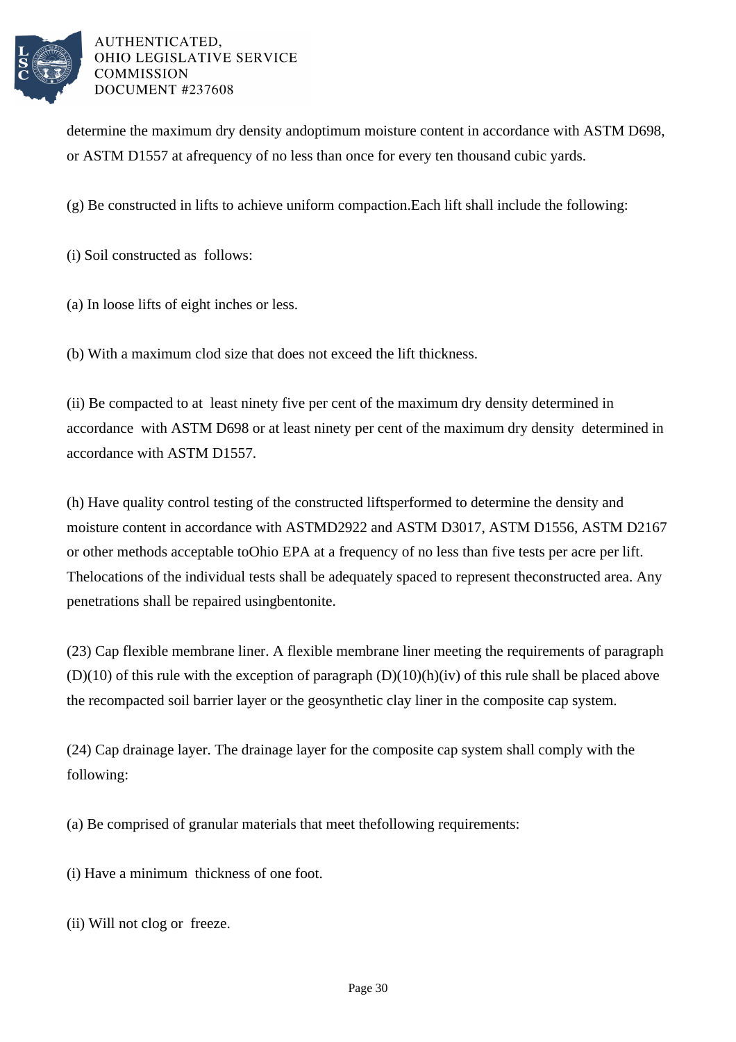determine the maximum dry density andoptimum moisture content in accordance with ASTM D698, or ASTM D1557 at afrequency of no less than once for every ten thousand cubic yards.

(g) Be constructed in lifts to achieve uniform compaction.Each lift shall include the following:

(i) Soil constructed as follows:

(a) In loose lifts of eight inches or less.

(b) With a maximum clod size that does not exceed the lift thickness.

(ii) Be compacted to at least ninety five per cent of the maximum dry density determined in accordance with ASTM D698 or at least ninety per cent of the maximum dry density determined in accordance with ASTM D1557.

(h) Have quality control testing of the constructed liftsperformed to determine the density and moisture content in accordance with ASTMD2922 and ASTM D3017, ASTM D1556, ASTM D2167 or other methods acceptable toOhio EPA at a frequency of no less than five tests per acre per lift. Thelocations of the individual tests shall be adequately spaced to represent theconstructed area. Any penetrations shall be repaired usingbentonite.

(23) Cap flexible membrane liner. A flexible membrane liner meeting the requirements of paragraph (D)(10) of this rule with the exception of paragraph (D)(10)(h)(iv) of this rule shall be placed above the recompacted soil barrier layer or the geosynthetic clay liner in the composite cap system.

(24) Cap drainage layer. The drainage layer for the composite cap system shall comply with the following:

(a) Be comprised of granular materials that meet thefollowing requirements:

(i) Have a minimum thickness of one foot.

(ii) Will not clog or freeze.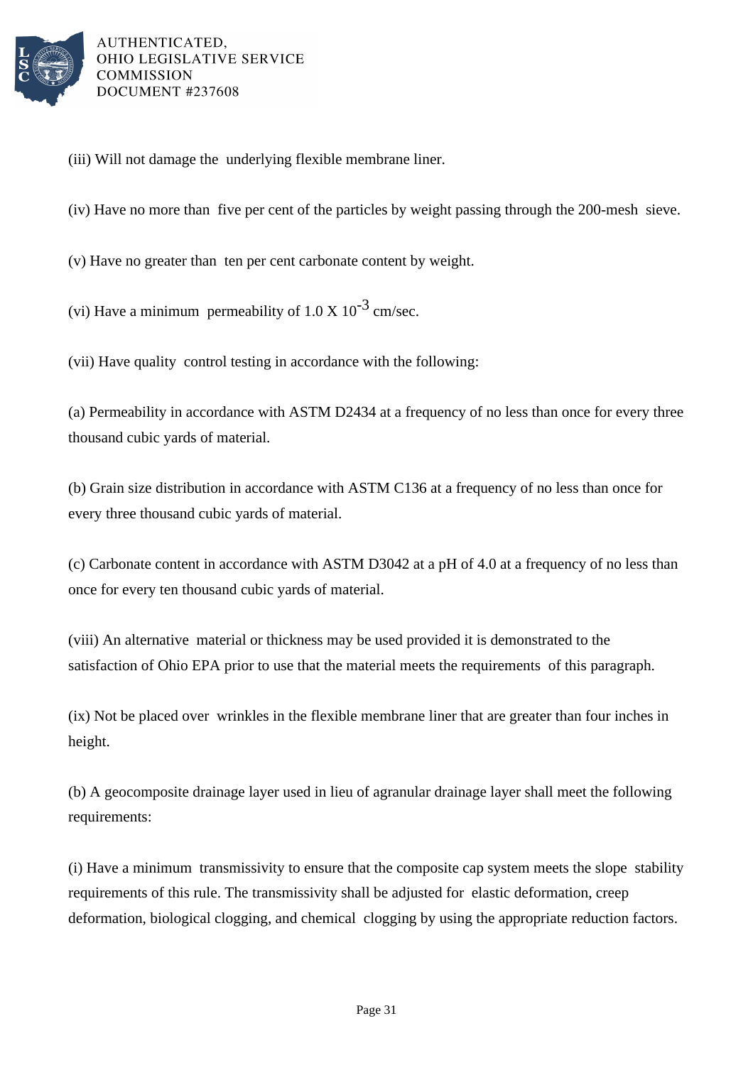(iii) Will not damage the underlying flexible membrane liner.

(iv) Have no more than five per cent of the particles by weight passing through the 200-mesh sieve.

(v) Have no greater than ten per cent carbonate content by weight.

(vi) Have a minimum permeability of 1.0 X $10^{-3}$ cm/sec.

(vii) Have quality control testing in accordance with the following:

(a) Permeability in accordance with ASTM D2434 at a frequency of no less than once for every three thousand cubic yards of material.

(b) Grain size distribution in accordance with ASTM C136 at a frequency of no less than once for every three thousand cubic yards of material.

(c) Carbonate content in accordance with ASTM D3042 at a pH of 4.0 at a frequency of no less than once for every ten thousand cubic yards of material.

(viii) An alternative material or thickness may be used provided it is demonstrated to the satisfaction of Ohio EPA prior to use that the material meets the requirements of this paragraph.

(ix) Not be placed over wrinkles in the flexible membrane liner that are greater than four inches in height.

(b) A geocomposite drainage layer used in lieu of agranular drainage layer shall meet the following requirements:

(i) Have a minimum transmissivity to ensure that the composite cap system meets the slope stability requirements of this rule. The transmissivity shall be adjusted for elastic deformation, creep deformation, biological clogging, and chemical clogging by using the appropriate reduction factors.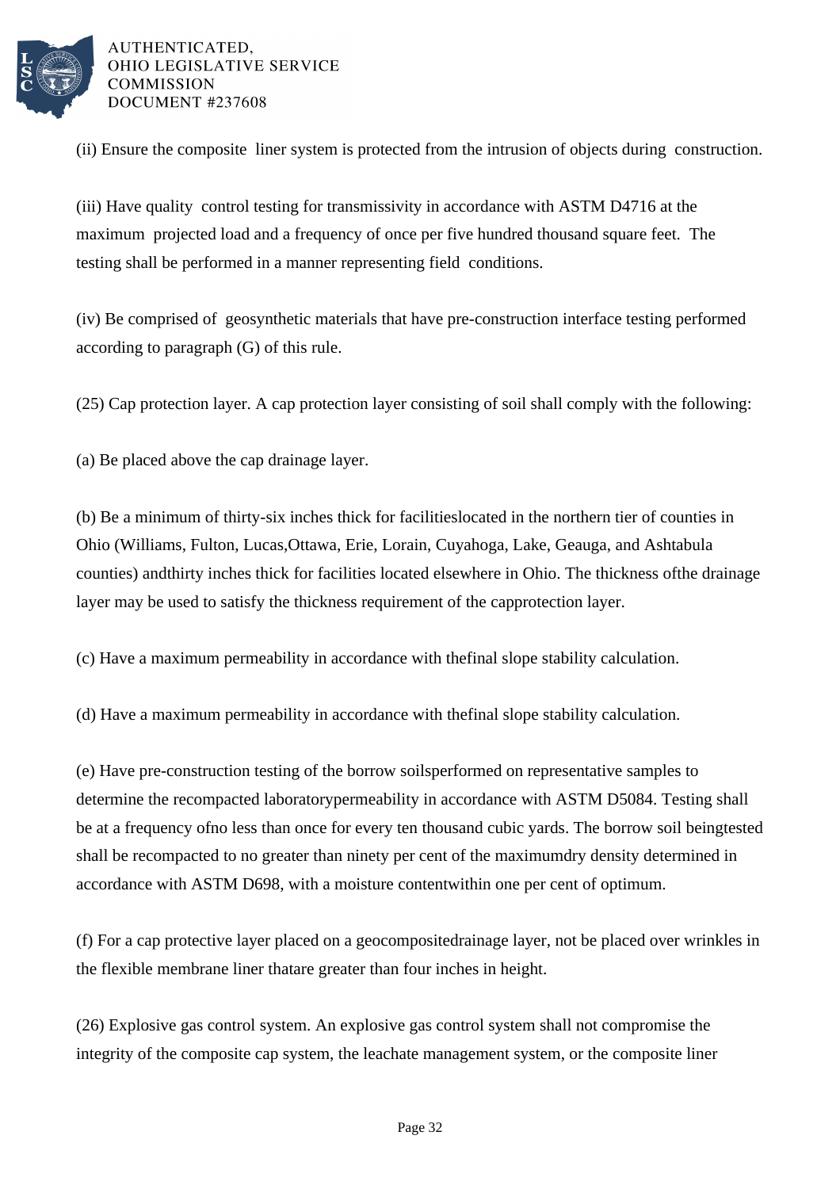(ii) Ensure the composite liner system is protected from the intrusion of objects during construction.

(iii) Have quality control testing for transmissivity in accordance with ASTM D4716 at the maximum projected load and a frequency of once per five hundred thousand square feet. The testing shall be performed in a manner representing field conditions.

(iv) Be comprised of geosynthetic materials that have pre-construction interface testing performed according to paragraph (G) of this rule.

(25) Cap protection layer. A cap protection layer consisting of soil shall comply with the following:

(a) Be placed above the cap drainage layer.

(b) Be a minimum of thirty-six inches thick for facilitieslocated in the northern tier of counties in Ohio (Williams, Fulton, Lucas,Ottawa, Erie, Lorain, Cuyahoga, Lake, Geauga, and Ashtabula counties) andthirty inches thick for facilities located elsewhere in Ohio. The thickness ofthe drainage layer may be used to satisfy the thickness requirement of the capprotection layer.

(c) Have a maximum permeability in accordance with thefinal slope stability calculation.

(d) Have a maximum permeability in accordance with thefinal slope stability calculation.

(e) Have pre-construction testing of the borrow soilsperformed on representative samples to determine the recompacted laboratorypermeability in accordance with ASTM D5084. Testing shall be at a frequency ofno less than once for every ten thousand cubic yards. The borrow soil beingtested shall be recompacted to no greater than ninety per cent of the maximumdry density determined in accordance with ASTM D698, with a moisture contentwithin one per cent of optimum.

(f) For a cap protective layer placed on a geocompositedrainage layer, not be placed over wrinkles in the flexible membrane liner thatare greater than four inches in height.

(26) Explosive gas control system. An explosive gas control system shall not compromise the integrity of the composite cap system, the leachate management system, or the composite liner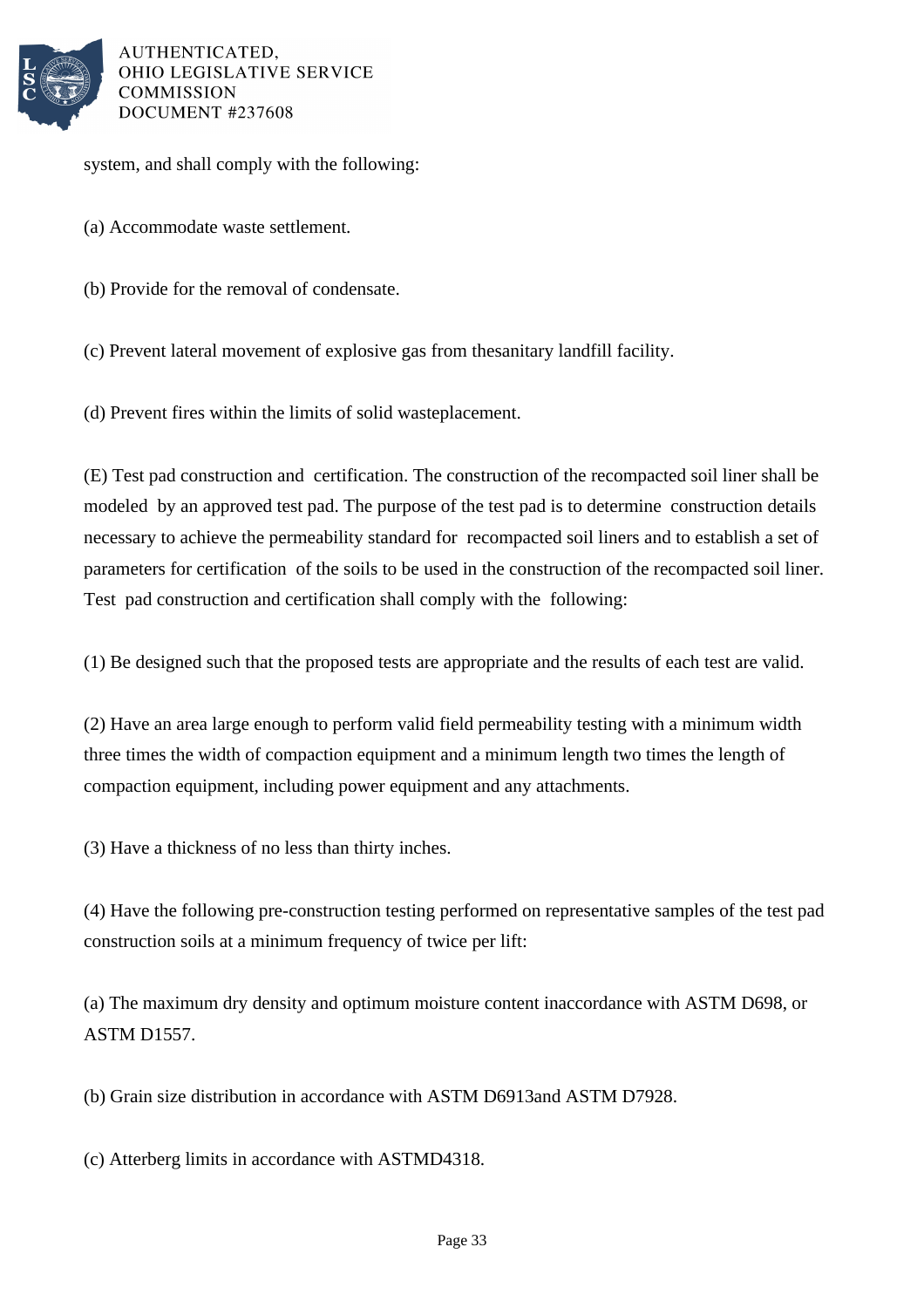system, and shall comply with the following:

(a) Accommodate waste settlement.

(b) Provide for the removal of condensate.

(c) Prevent lateral movement of explosive gas from thesanitary landfill facility.

(d) Prevent fires within the limits of solid wasteplacement.

(E) Test pad construction and certification. The construction of the recompacted soil liner shall be modeled by an approved test pad. The purpose of the test pad is to determine construction details necessary to achieve the permeability standard for recompacted soil liners and to establish a set of parameters for certification of the soils to be used in the construction of the recompacted soil liner. Test pad construction and certification shall comply with the following:

(1) Be designed such that the proposed tests are appropriate and the results of each test are valid.

(2) Have an area large enough to perform valid field permeability testing with a minimum width three times the width of compaction equipment and a minimum length two times the length of compaction equipment, including power equipment and any attachments.

(3) Have a thickness of no less than thirty inches.

(4) Have the following pre-construction testing performed on representative samples of the test pad construction soils at a minimum frequency of twice per lift:

(a) The maximum dry density and optimum moisture content inaccordance with ASTM D698, or ASTM D1557.

(b) Grain size distribution in accordance with ASTM D6913and ASTM D7928.

(c) Atterberg limits in accordance with ASTMD4318.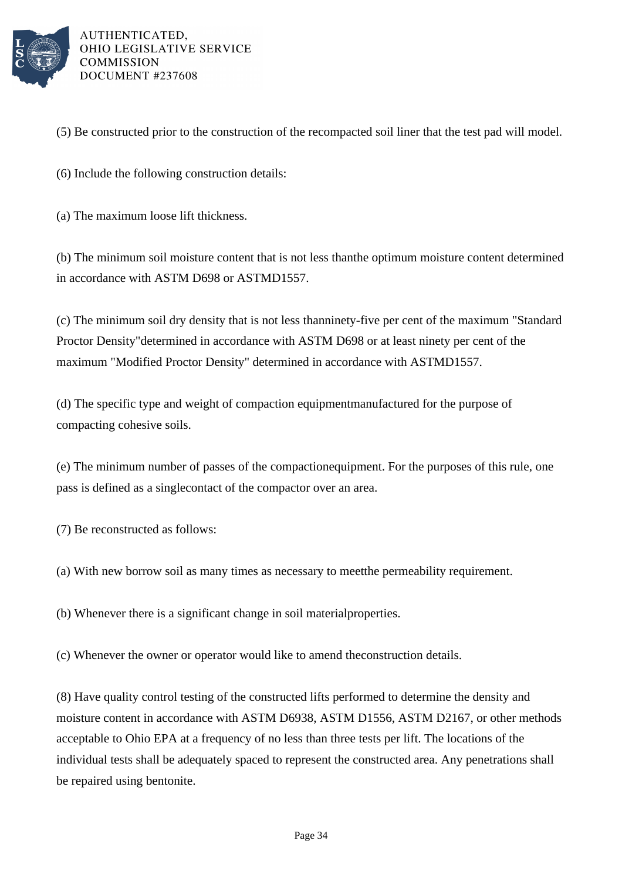(5) Be constructed prior to the construction of the recompacted soil liner that the test pad will model.

(6) Include the following construction details:

(a) The maximum loose lift thickness.

(b) The minimum soil moisture content that is not less thanthe optimum moisture content determined in accordance with ASTM D698 or ASTMD1557.

(c) The minimum soil dry density that is not less thanninety-five per cent of the maximum "Standard Proctor Density"determined in accordance with ASTM D698 or at least ninety per cent of the maximum "Modified Proctor Density" determined in accordance with ASTMD1557.

(d) The specific type and weight of compaction equipmentmanufactured for the purpose of compacting cohesive soils.

(e) The minimum number of passes of the compactionequipment. For the purposes of this rule, one pass is defined as a singlecontact of the compactor over an area.

(7) Be reconstructed as follows:

(a) With new borrow soil as many times as necessary to meetthe permeability requirement.

(b) Whenever there is a significant change in soil materialproperties.

(c) Whenever the owner or operator would like to amend theconstruction details.

(8) Have quality control testing of the constructed lifts performed to determine the density and moisture content in accordance with ASTM D6938, ASTM D1556, ASTM D2167, or other methods acceptable to Ohio EPA at a frequency of no less than three tests per lift. The locations of the individual tests shall be adequately spaced to represent the constructed area. Any penetrations shall be repaired using bentonite.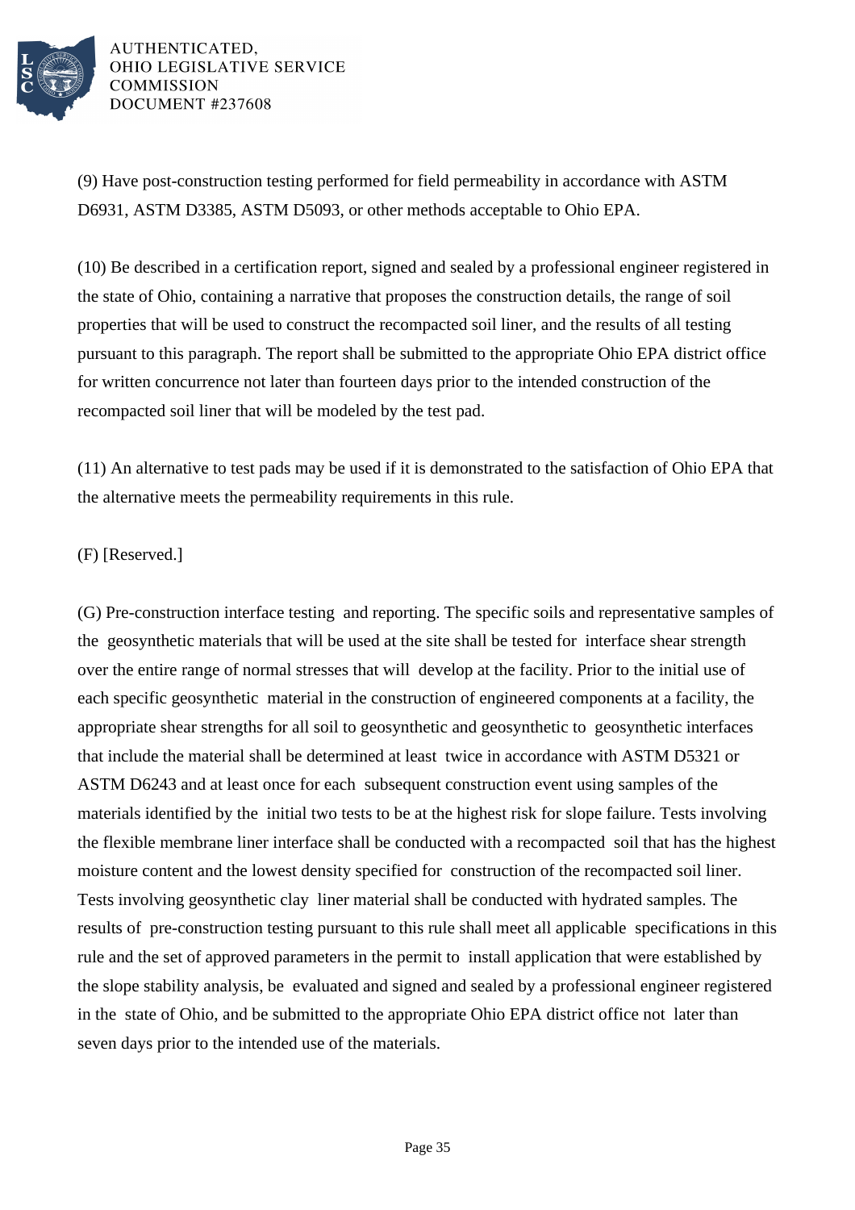(9) Have post-construction testing performed for field permeability in accordance with ASTM D6931, ASTM D3385, ASTM D5093, or other methods acceptable to Ohio EPA.

(10) Be described in a certification report, signed and sealed by a professional engineer registered in the state of Ohio, containing a narrative that proposes the construction details, the range of soil properties that will be used to construct the recompacted soil liner, and the results of all testing pursuant to this paragraph. The report shall be submitted to the appropriate Ohio EPA district office for written concurrence not later than fourteen days prior to the intended construction of the recompacted soil liner that will be modeled by the test pad.

(11) An alternative to test pads may be used if it is demonstrated to the satisfaction of Ohio EPA that the alternative meets the permeability requirements in this rule.

(F) [Reserved.]

(G) Pre-construction interface testing and reporting. The specific soils and representative samples of the geosynthetic materials that will be used at the site shall be tested for interface shear strength over the entire range of normal stresses that will develop at the facility. Prior to the initial use of each specific geosynthetic material in the construction of engineered components at a facility, the appropriate shear strengths for all soil to geosynthetic and geosynthetic to geosynthetic interfaces that include the material shall be determined at least twice in accordance with ASTM D5321 or ASTM D6243 and at least once for each subsequent construction event using samples of the materials identified by the initial two tests to be at the highest risk for slope failure. Tests involving the flexible membrane liner interface shall be conducted with a recompacted soil that has the highest moisture content and the lowest density specified for construction of the recompacted soil liner. Tests involving geosynthetic clay liner material shall be conducted with hydrated samples. The results of pre-construction testing pursuant to this rule shall meet all applicable specifications in this rule and the set of approved parameters in the permit to install application that were established by the slope stability analysis, be evaluated and signed and sealed by a professional engineer registered in the state of Ohio, and be submitted to the appropriate Ohio EPA district office not later than seven days prior to the intended use of the materials.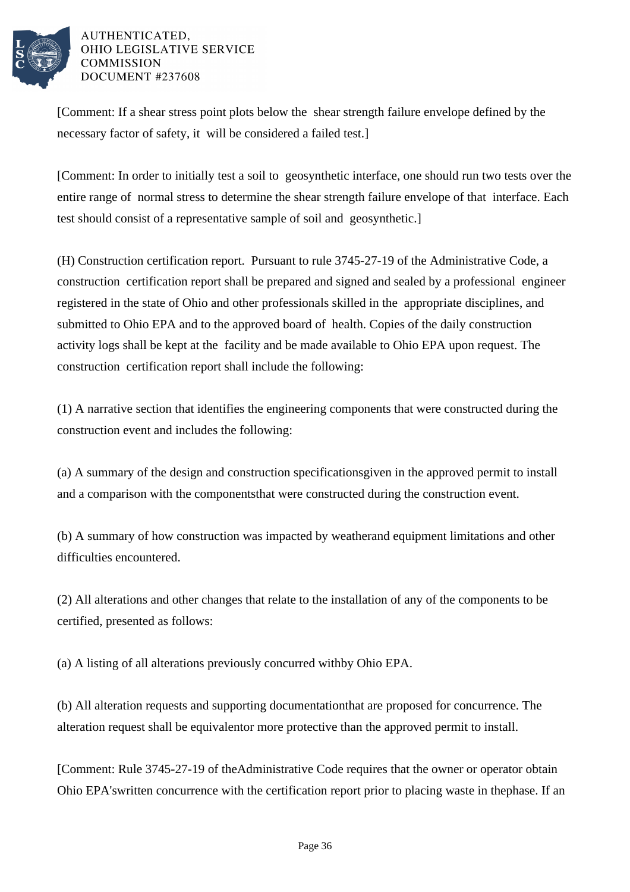[Comment: If a shear stress point plots below the shear strength failure envelope defined by the necessary factor of safety, it will be considered a failed test.]

[Comment: In order to initially test a soil to geosynthetic interface, one should run two tests over the entire range of normal stress to determine the shear strength failure envelope of that interface. Each test should consist of a representative sample of soil and geosynthetic.]

(H) Construction certification report. Pursuant to rule 3745-27-19 of the Administrative Code, a construction certification report shall be prepared and signed and sealed by a professional engineer registered in the state of Ohio and other professionals skilled in the appropriate disciplines, and submitted to Ohio EPA and to the approved board of health. Copies of the daily construction activity logs shall be kept at the facility and be made available to Ohio EPA upon request. The construction certification report shall include the following:

(1) A narrative section that identifies the engineering components that were constructed during the construction event and includes the following:

(a) A summary of the design and construction specificationsgiven in the approved permit to install and a comparison with the componentsthat were constructed during the construction event.

(b) A summary of how construction was impacted by weatherand equipment limitations and other difficulties encountered.

(2) All alterations and other changes that relate to the installation of any of the components to be certified, presented as follows:

(a) A listing of all alterations previously concurred withby Ohio EPA.

(b) All alteration requests and supporting documentationthat are proposed for concurrence. The alteration request shall be equivalentor more protective than the approved permit to install.

[Comment: Rule 3745-27-19 of theAdministrative Code requires that the owner or operator obtain Ohio EPA'swritten concurrence with the certification report prior to placing waste in thephase. If an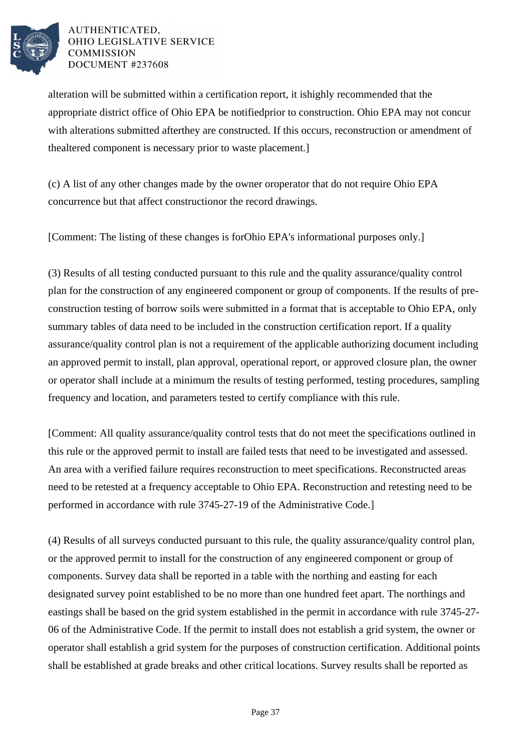alteration will be submitted within a certification report, it ishighly recommended that the appropriate district office of Ohio EPA be notifiedprior to construction. Ohio EPA may not concur with alterations submitted afterthey are constructed. If this occurs, reconstruction or amendment of thealtered component is necessary prior to waste placement.]

(c) A list of any other changes made by the owner oroperator that do not require Ohio EPA concurrence but that affect constructionor the record drawings.

[Comment: The listing of these changes is forOhio EPA's informational purposes only.]

(3) Results of all testing conducted pursuant to this rule and the quality assurance/quality control plan for the construction of any engineered component or group of components. If the results of pre-construction testing of borrow soils were submitted in a format that is acceptable to Ohio EPA, only summary tables of data need to be included in the construction certification report. If a quality assurance/quality control plan is not a requirement of the applicable authorizing document including an approved permit to install, plan approval, operational report, or approved closure plan, the owner or operator shall include at a minimum the results of testing performed, testing procedures, sampling frequency and location, and parameters tested to certify compliance with this rule.

[Comment: All quality assurance/quality control tests that do not meet the specifications outlined in this rule or the approved permit to install are failed tests that need to be investigated and assessed. An area with a verified failure requires reconstruction to meet specifications. Reconstructed areas need to be retested at a frequency acceptable to Ohio EPA. Reconstruction and retesting need to be performed in accordance with rule 3745-27-19 of the Administrative Code.]

(4) Results of all surveys conducted pursuant to this rule, the quality assurance/quality control plan, or the approved permit to install for the construction of any engineered component or group of components. Survey data shall be reported in a table with the northing and easting for each designated survey point established to be no more than one hundred feet apart. The northings and eastings shall be based on the grid system established in the permit in accordance with rule 3745-27-06 of the Administrative Code. If the permit to install does not establish a grid system, the owner or operator shall establish a grid system for the purposes of construction certification. Additional points shall be established at grade breaks and other critical locations. Survey results shall be reported as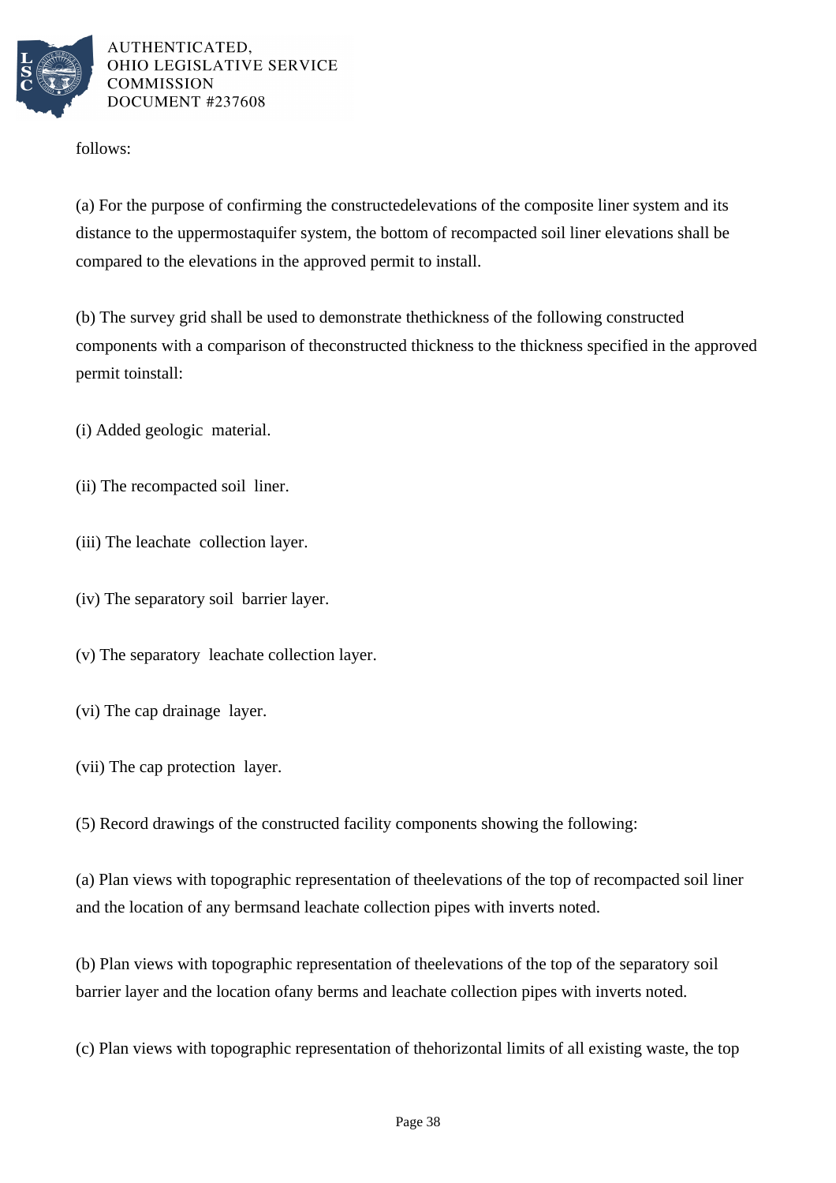follows:

(a) For the purpose of confirming the constructedelevations of the composite liner system and its distance to the uppermostaquifer system, the bottom of recompacted soil liner elevations shall be compared to the elevations in the approved permit to install.

(b) The survey grid shall be used to demonstrate thethickness of the following constructed components with a comparison of theconstructed thickness to the thickness specified in the approved permit toinstall:

(i) Added geologic material.

(ii) The recompacted soil liner.

(iii) The leachate collection layer.

(iv) The separatory soil barrier layer.

(v) The separatory leachate collection layer.

(vi) The cap drainage layer.

(vii) The cap protection layer.

(5) Record drawings of the constructed facility components showing the following:

(a) Plan views with topographic representation of theelevations of the top of recompacted soil liner and the location of any bermsand leachate collection pipes with inverts noted.

(b) Plan views with topographic representation of theelevations of the top of the separatory soil barrier layer and the location ofany berms and leachate collection pipes with inverts noted.

(c) Plan views with topographic representation of thehorizontal limits of all existing waste, the top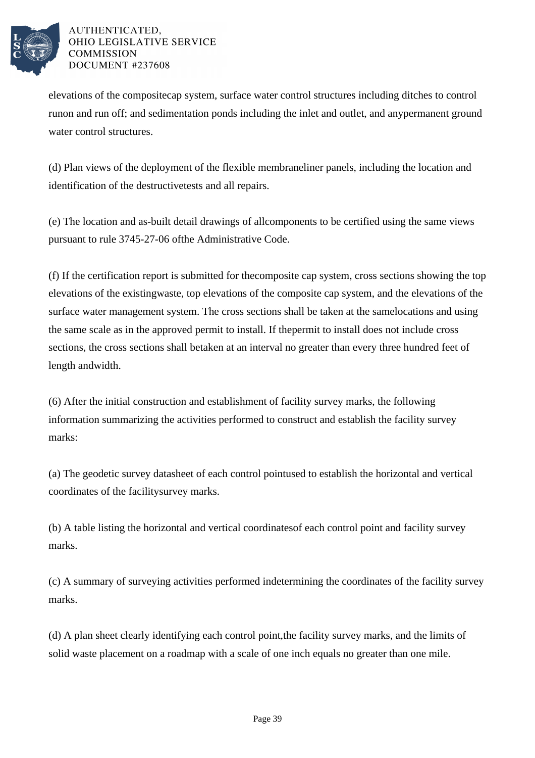elevations of the compositecap system, surface water control structures including ditches to control runon and run off; and sedimentation ponds including the inlet and outlet, and anypermanent ground water control structures.

(d) Plan views of the deployment of the flexible membraneliner panels, including the location and identification of the destructivetests and all repairs.

(e) The location and as-built detail drawings of allcomponents to be certified using the same views pursuant to rule 3745-27-06 ofthe Administrative Code.

(f) If the certification report is submitted for thecomposite cap system, cross sections showing the top elevations of the existingwaste, top elevations of the composite cap system, and the elevations of the surface water management system. The cross sections shall be taken at the samelocations and using the same scale as in the approved permit to install. If thepermit to install does not include cross sections, the cross sections shall betaken at an interval no greater than every three hundred feet of length andwidth.

(6) After the initial construction and establishment of facility survey marks, the following information summarizing the activities performed to construct and establish the facility survey marks:

(a) The geodetic survey datasheet of each control pointused to establish the horizontal and vertical coordinates of the facilitysurvey marks.

(b) A table listing the horizontal and vertical coordinatesof each control point and facility survey marks.

(c) A summary of surveying activities performed indetermining the coordinates of the facility survey marks.

(d) A plan sheet clearly identifying each control point,the facility survey marks, and the limits of solid waste placement on a roadmap with a scale of one inch equals no greater than one mile.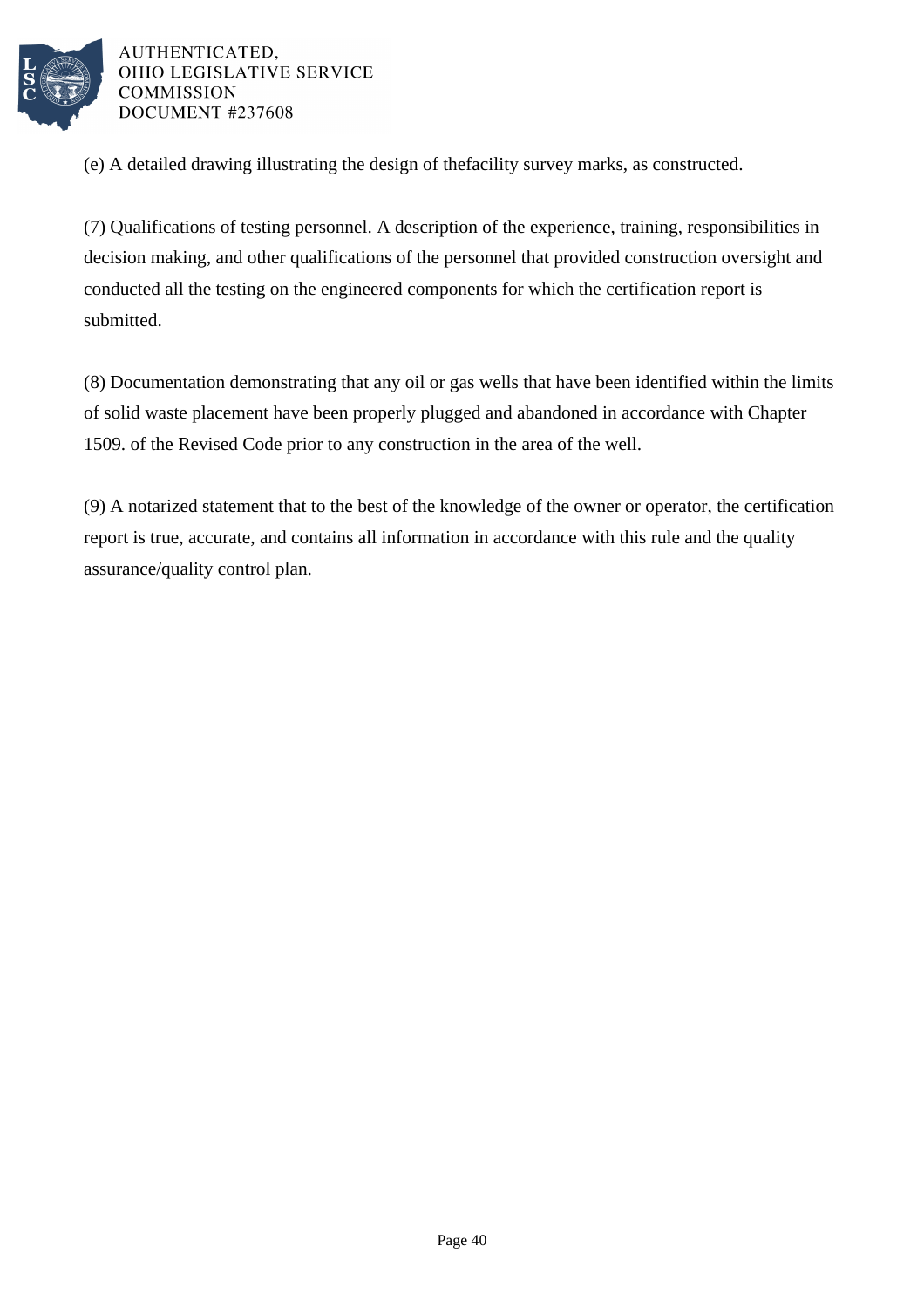(e) A detailed drawing illustrating the design of thefacility survey marks, as constructed.

(7) Qualifications of testing personnel. A description of the experience, training, responsibilities in decision making, and other qualifications of the personnel that provided construction oversight and conducted all the testing on the engineered components for which the certification report is submitted.

(8) Documentation demonstrating that any oil or gas wells that have been identified within the limits of solid waste placement have been properly plugged and abandoned in accordance with Chapter 1509. of the Revised Code prior to any construction in the area of the well.

(9) A notarized statement that to the best of the knowledge of the owner or operator, the certification report is true, accurate, and contains all information in accordance with this rule and the quality assurance/quality control plan.